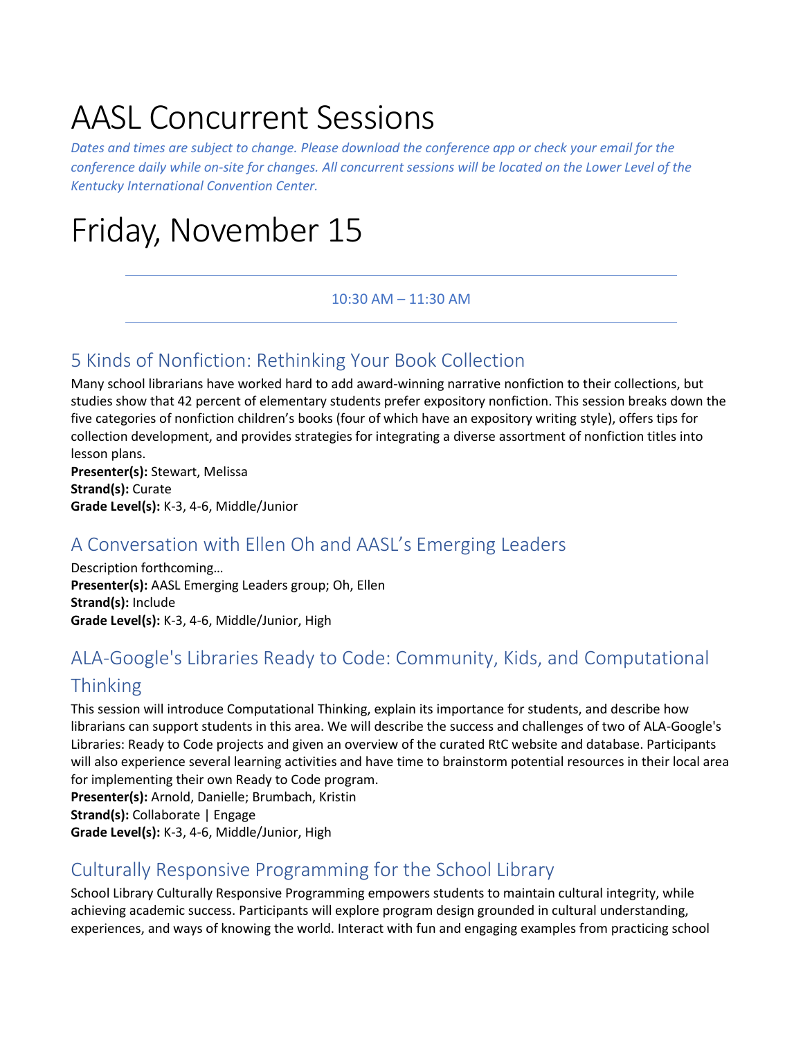# AASL Concurrent Sessions

*Dates and times are subject to change. Please download the conference app or check your email for the conference daily while on-site for changes. All concurrent sessions will be located on the Lower Level of the Kentucky International Convention Center.*

# Friday, November 15

10:30 AM – 11:30 AM

## 5 Kinds of Nonfiction: Rethinking Your Book Collection

Many school librarians have worked hard to add award-winning narrative nonfiction to their collections, but studies show that 42 percent of elementary students prefer expository nonfiction. This session breaks down the five categories of nonfiction children's books (four of which have an expository writing style), offers tips for collection development, and provides strategies for integrating a diverse assortment of nonfiction titles into lesson plans.
**Presenter(s):** Stewart, Melissa
**Strand(s):** Curate
**Grade Level(s):** K-3, 4-6, Middle/Junior

## A Conversation with Ellen Oh and AASL's Emerging Leaders

Description forthcoming…
**Presenter(s):** AASL Emerging Leaders group; Oh, Ellen
**Strand(s):** Include
**Grade Level(s):** K-3, 4-6, Middle/Junior, High

## ALA-Google's Libraries Ready to Code: Community, Kids, and Computational Thinking

This session will introduce Computational Thinking, explain its importance for students, and describe how librarians can support students in this area. We will describe the success and challenges of two of ALA-Google's Libraries: Ready to Code projects and given an overview of the curated RtC website and database. Participants will also experience several learning activities and have time to brainstorm potential resources in their local area for implementing their own Ready to Code program.
**Presenter(s):** Arnold, Danielle; Brumbach, Kristin
**Strand(s):** Collaborate | Engage
**Grade Level(s):** K-3, 4-6, Middle/Junior, High

## Culturally Responsive Programming for the School Library

School Library Culturally Responsive Programming empowers students to maintain cultural integrity, while achieving academic success. Participants will explore program design grounded in cultural understanding, experiences, and ways of knowing the world. Interact with fun and engaging examples from practicing school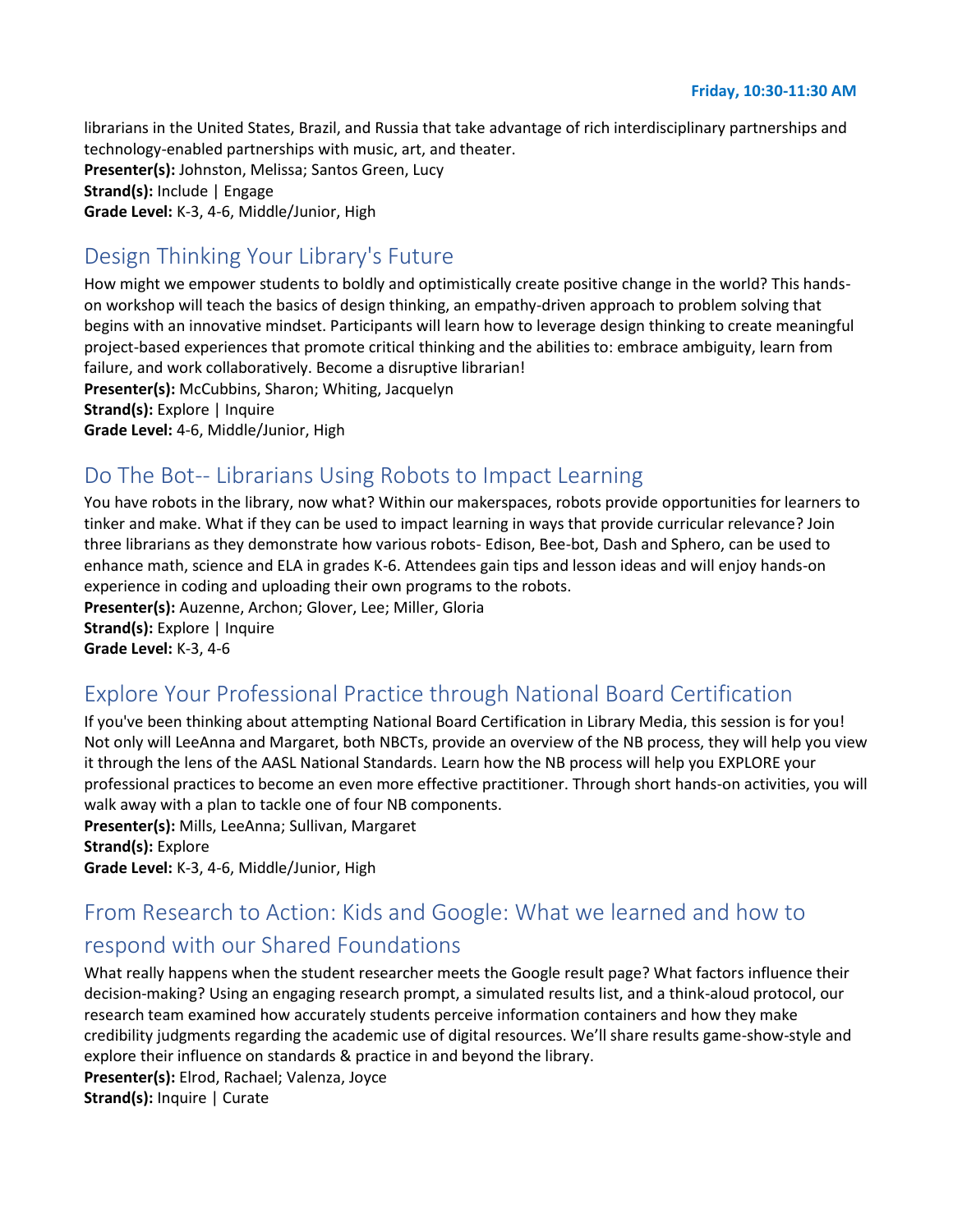librarians in the United States, Brazil, and Russia that take advantage of rich interdisciplinary partnerships and technology-enabled partnerships with music, art, and theater.
**Presenter(s):** Johnston, Melissa; Santos Green, Lucy
**Strand(s):** Include | Engage
**Grade Level:** K-3, 4-6, Middle/Junior, High

## Design Thinking Your Library's Future

How might we empower students to boldly and optimistically create positive change in the world? This hands-on workshop will teach the basics of design thinking, an empathy-driven approach to problem solving that begins with an innovative mindset. Participants will learn how to leverage design thinking to create meaningful project-based experiences that promote critical thinking and the abilities to: embrace ambiguity, learn from failure, and work collaboratively. Become a disruptive librarian!
**Presenter(s):** McCubbins, Sharon; Whiting, Jacquelyn
**Strand(s):** Explore | Inquire
**Grade Level:** 4-6, Middle/Junior, High

## Do The Bot-- Librarians Using Robots to Impact Learning

You have robots in the library, now what? Within our makerspaces, robots provide opportunities for learners to tinker and make. What if they can be used to impact learning in ways that provide curricular relevance? Join three librarians as they demonstrate how various robots- Edison, Bee-bot, Dash and Sphero, can be used to enhance math, science and ELA in grades K-6. Attendees gain tips and lesson ideas and will enjoy hands-on experience in coding and uploading their own programs to the robots.
**Presenter(s):** Auzenne, Archon; Glover, Lee; Miller, Gloria
**Strand(s):** Explore | Inquire
**Grade Level:** K-3, 4-6

## Explore Your Professional Practice through National Board Certification

If you've been thinking about attempting National Board Certification in Library Media, this session is for you! Not only will LeeAnna and Margaret, both NBCTs, provide an overview of the NB process, they will help you view it through the lens of the AASL National Standards. Learn how the NB process will help you EXPLORE your professional practices to become an even more effective practitioner. Through short hands-on activities, you will walk away with a plan to tackle one of four NB components.
**Presenter(s):** Mills, LeeAnna; Sullivan, Margaret
**Strand(s):** Explore
**Grade Level:** K-3, 4-6, Middle/Junior, High

## From Research to Action: Kids and Google: What we learned and how to respond with our Shared Foundations

What really happens when the student researcher meets the Google result page? What factors influence their decision-making? Using an engaging research prompt, a simulated results list, and a think-aloud protocol, our research team examined how accurately students perceive information containers and how they make credibility judgments regarding the academic use of digital resources. We'll share results game-show-style and explore their influence on standards & practice in and beyond the library.
**Presenter(s):** Elrod, Rachael; Valenza, Joyce
**Strand(s):** Inquire | Curate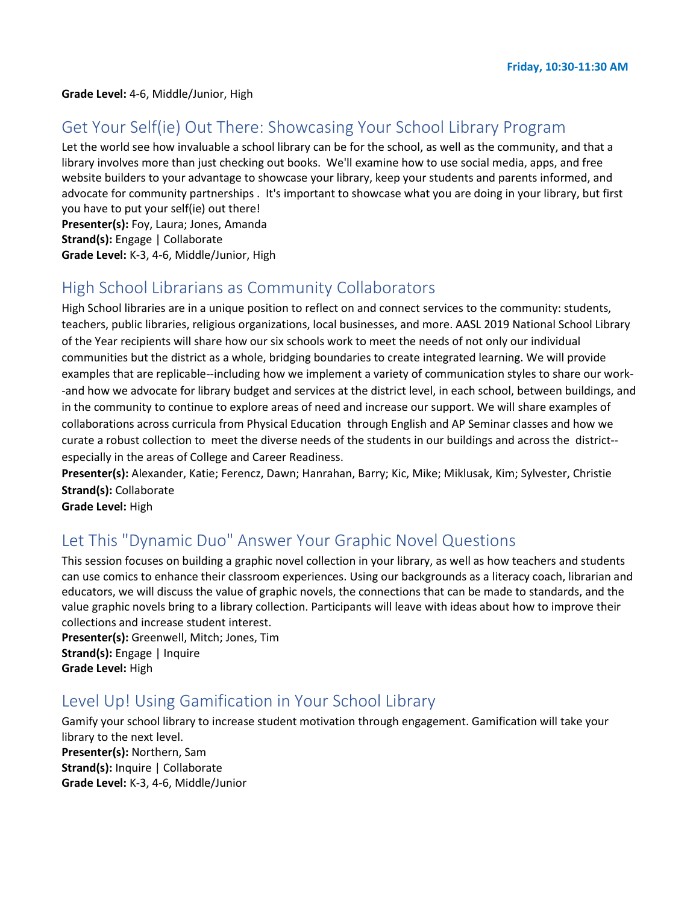**Grade Level:** 4-6, Middle/Junior, High

## Get Your Self(ie) Out There: Showcasing Your School Library Program

Let the world see how invaluable a school library can be for the school, as well as the community, and that a library involves more than just checking out books. We'll examine how to use social media, apps, and free website builders to your advantage to showcase your library, keep your students and parents informed, and advocate for community partnerships . It's important to showcase what you are doing in your library, but first you have to put your self(ie) out there!

**Presenter(s):** Foy, Laura; Jones, Amanda
**Strand(s):** Engage | Collaborate
**Grade Level:** K-3, 4-6, Middle/Junior, High

## High School Librarians as Community Collaborators

High School libraries are in a unique position to reflect on and connect services to the community: students, teachers, public libraries, religious organizations, local businesses, and more. AASL 2019 National School Library of the Year recipients will share how our six schools work to meet the needs of not only our individual communities but the district as a whole, bridging boundaries to create integrated learning. We will provide examples that are replicable--including how we implement a variety of communication styles to share our work--and how we advocate for library budget and services at the district level, in each school, between buildings, and in the community to continue to explore areas of need and increase our support. We will share examples of collaborations across curricula from Physical Education through English and AP Seminar classes and how we curate a robust collection to meet the diverse needs of the students in our buildings and across the district--especially in the areas of College and Career Readiness.

**Presenter(s):** Alexander, Katie; Ferencz, Dawn; Hanrahan, Barry; Kic, Mike; Miklusak, Kim; Sylvester, Christie
**Strand(s):** Collaborate
**Grade Level:** High

## Let This "Dynamic Duo" Answer Your Graphic Novel Questions

This session focuses on building a graphic novel collection in your library, as well as how teachers and students can use comics to enhance their classroom experiences. Using our backgrounds as a literacy coach, librarian and educators, we will discuss the value of graphic novels, the connections that can be made to standards, and the value graphic novels bring to a library collection. Participants will leave with ideas about how to improve their collections and increase student interest.

**Presenter(s):** Greenwell, Mitch; Jones, Tim
**Strand(s):** Engage | Inquire
**Grade Level:** High

## Level Up! Using Gamification in Your School Library

Gamify your school library to increase student motivation through engagement. Gamification will take your library to the next level.

**Presenter(s):** Northern, Sam
**Strand(s):** Inquire | Collaborate
**Grade Level:** K-3, 4-6, Middle/Junior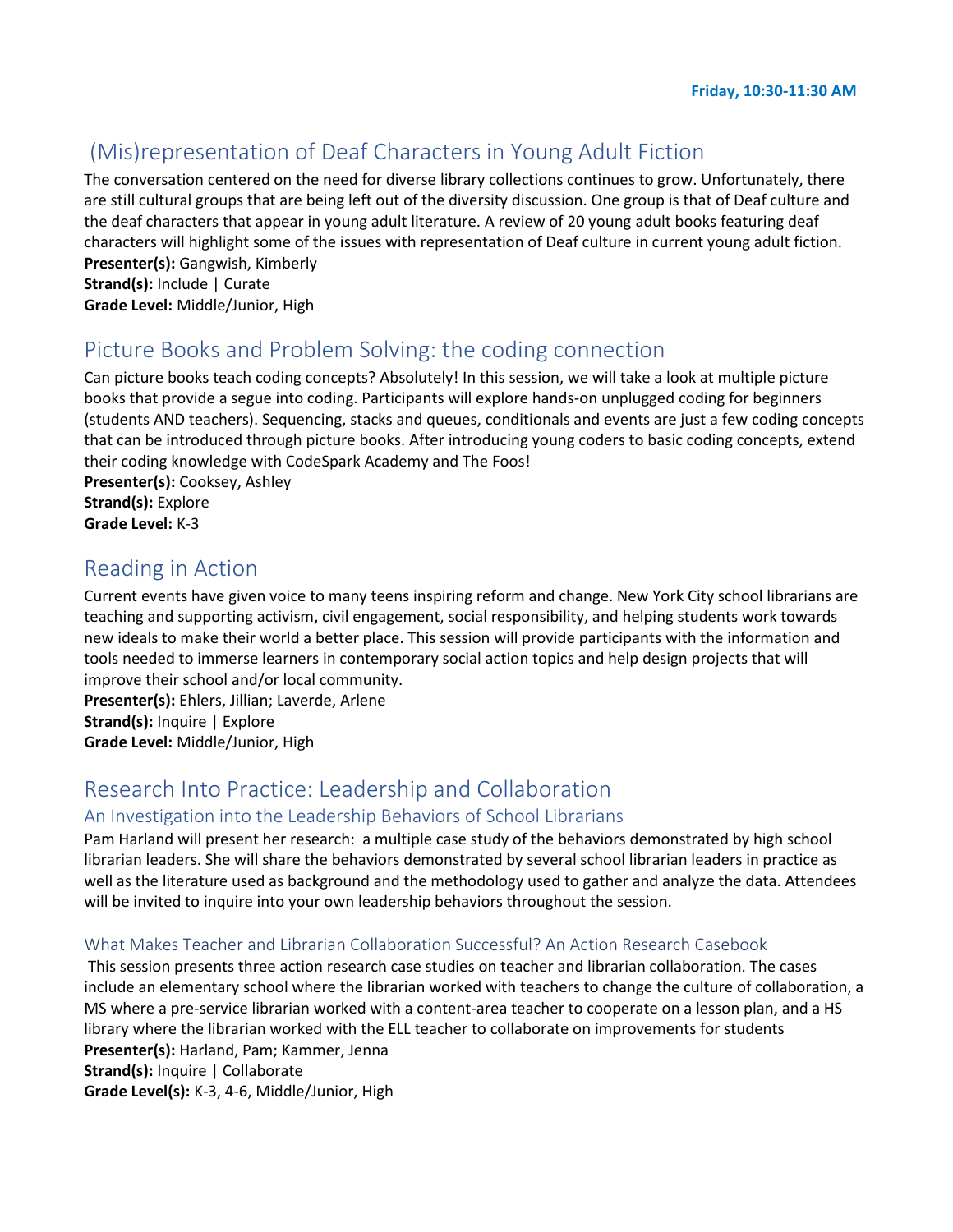**Friday, 10:30-11:30 AM**

## (Mis)representation of Deaf Characters in Young Adult Fiction

The conversation centered on the need for diverse library collections continues to grow. Unfortunately, there are still cultural groups that are being left out of the diversity discussion. One group is that of Deaf culture and the deaf characters that appear in young adult literature. A review of 20 young adult books featuring deaf characters will highlight some of the issues with representation of Deaf culture in current young adult fiction.

**Presenter(s):** Gangwish, Kimberly
**Strand(s):** Include | Curate
**Grade Level:** Middle/Junior, High

## Picture Books and Problem Solving: the coding connection

Can picture books teach coding concepts? Absolutely! In this session, we will take a look at multiple picture books that provide a segue into coding. Participants will explore hands-on unplugged coding for beginners (students AND teachers). Sequencing, stacks and queues, conditionals and events are just a few coding concepts that can be introduced through picture books. After introducing young coders to basic coding concepts, extend their coding knowledge with CodeSpark Academy and The Foos!

**Presenter(s):** Cooksey, Ashley
**Strand(s):** Explore
**Grade Level:** K-3

## Reading in Action

Current events have given voice to many teens inspiring reform and change. New York City school librarians are teaching and supporting activism, civil engagement, social responsibility, and helping students work towards new ideals to make their world a better place. This session will provide participants with the information and tools needed to immerse learners in contemporary social action topics and help design projects that will improve their school and/or local community.

**Presenter(s):** Ehlers, Jillian; Laverde, Arlene
**Strand(s):** Inquire | Explore
**Grade Level:** Middle/Junior, High

## Research Into Practice: Leadership and Collaboration

### An Investigation into the Leadership Behaviors of School Librarians

Pam Harland will present her research: a multiple case study of the behaviors demonstrated by high school librarian leaders. She will share the behaviors demonstrated by several school librarian leaders in practice as well as the literature used as background and the methodology used to gather and analyze the data. Attendees will be invited to inquire into your own leadership behaviors throughout the session.

### What Makes Teacher and Librarian Collaboration Successful? An Action Research Casebook

This session presents three action research case studies on teacher and librarian collaboration. The cases include an elementary school where the librarian worked with teachers to change the culture of collaboration, a MS where a pre-service librarian worked with a content-area teacher to cooperate on a lesson plan, and a HS library where the librarian worked with the ELL teacher to collaborate on improvements for students

**Presenter(s):** Harland, Pam; Kammer, Jenna
**Strand(s):** Inquire | Collaborate
**Grade Level(s):** K-3, 4-6, Middle/Junior, High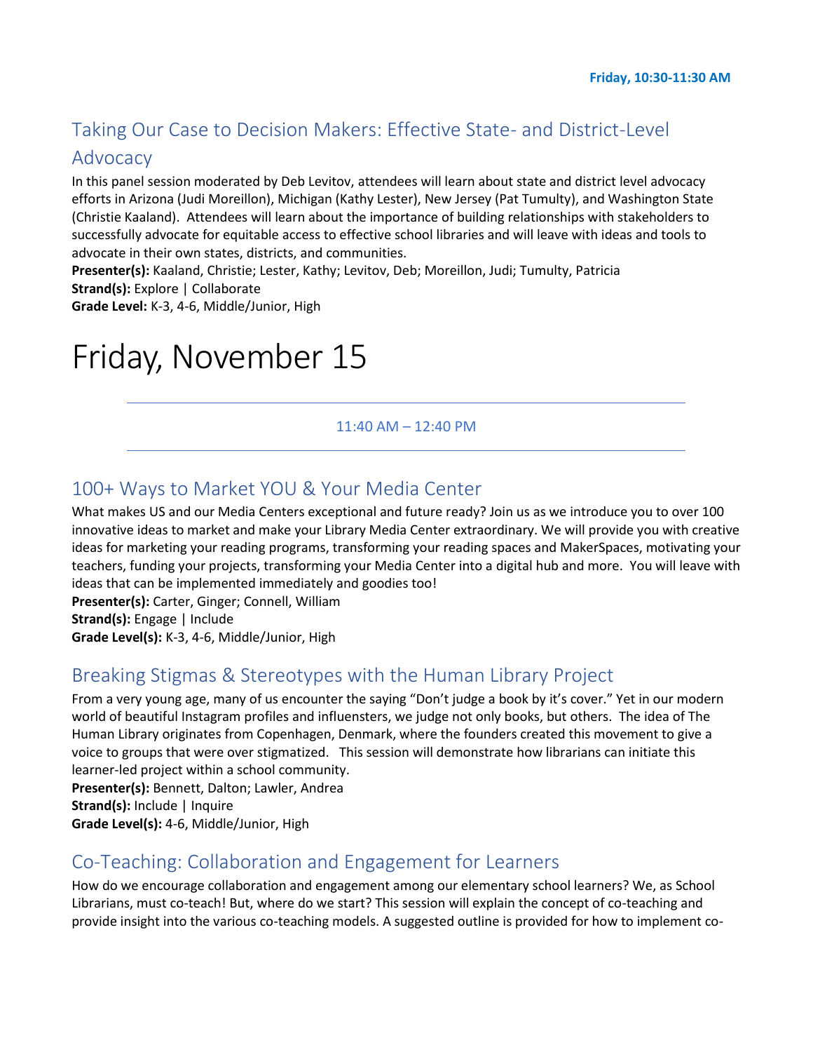Friday, 10:30-11:30 AM

## Taking Our Case to Decision Makers: Effective State- and District-Level Advocacy

In this panel session moderated by Deb Levitov, attendees will learn about state and district level advocacy efforts in Arizona (Judi Moreillon), Michigan (Kathy Lester), New Jersey (Pat Tumulty), and Washington State (Christie Kaaland). Attendees will learn about the importance of building relationships with stakeholders to successfully advocate for equitable access to effective school libraries and will leave with ideas and tools to advocate in their own states, districts, and communities.

**Presenter(s):** Kaaland, Christie; Lester, Kathy; Levitov, Deb; Moreillon, Judi; Tumulty, Patricia
**Strand(s):** Explore | Collaborate
**Grade Level:** K-3, 4-6, Middle/Junior, High

# Friday, November 15

11:40 AM – 12:40 PM

## 100+ Ways to Market YOU & Your Media Center

What makes US and our Media Centers exceptional and future ready? Join us as we introduce you to over 100 innovative ideas to market and make your Library Media Center extraordinary. We will provide you with creative ideas for marketing your reading programs, transforming your reading spaces and MakerSpaces, motivating your teachers, funding your projects, transforming your Media Center into a digital hub and more. You will leave with ideas that can be implemented immediately and goodies too!

**Presenter(s):** Carter, Ginger; Connell, William
**Strand(s):** Engage | Include
**Grade Level(s):** K-3, 4-6, Middle/Junior, High

## Breaking Stigmas & Stereotypes with the Human Library Project

From a very young age, many of us encounter the saying "Don't judge a book by it's cover." Yet in our modern world of beautiful Instagram profiles and influensters, we judge not only books, but others. The idea of The Human Library originates from Copenhagen, Denmark, where the founders created this movement to give a voice to groups that were over stigmatized. This session will demonstrate how librarians can initiate this learner-led project within a school community.

**Presenter(s):** Bennett, Dalton; Lawler, Andrea
**Strand(s):** Include | Inquire
**Grade Level(s):** 4-6, Middle/Junior, High

## Co-Teaching: Collaboration and Engagement for Learners

How do we encourage collaboration and engagement among our elementary school learners? We, as School Librarians, must co-teach! But, where do we start? This session will explain the concept of co-teaching and provide insight into the various co-teaching models. A suggested outline is provided for how to implement co-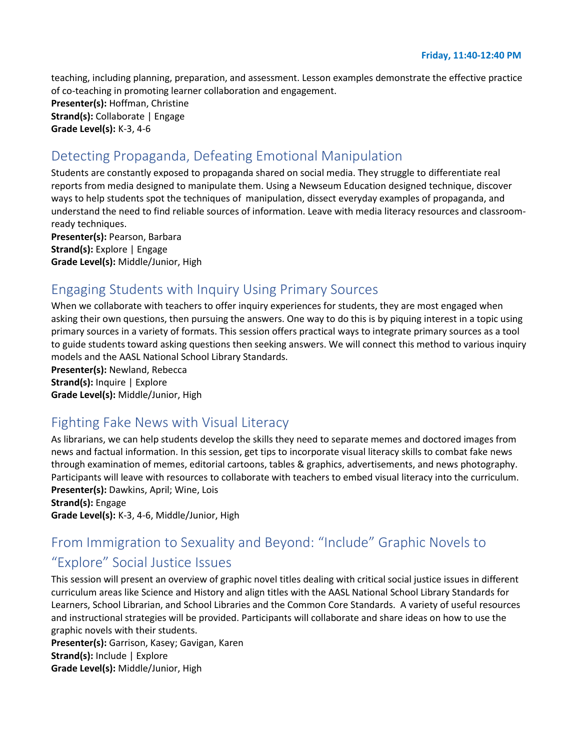teaching, including planning, preparation, and assessment. Lesson examples demonstrate the effective practice of co-teaching in promoting learner collaboration and engagement.
**Presenter(s):** Hoffman, Christine
**Strand(s):** Collaborate | Engage
**Grade Level(s):** K-3, 4-6

## Detecting Propaganda, Defeating Emotional Manipulation

Students are constantly exposed to propaganda shared on social media. They struggle to differentiate real reports from media designed to manipulate them. Using a Newseum Education designed technique, discover ways to help students spot the techniques of manipulation, dissect everyday examples of propaganda, and understand the need to find reliable sources of information. Leave with media literacy resources and classroom-ready techniques.
**Presenter(s):** Pearson, Barbara
**Strand(s):** Explore | Engage
**Grade Level(s):** Middle/Junior, High

## Engaging Students with Inquiry Using Primary Sources

When we collaborate with teachers to offer inquiry experiences for students, they are most engaged when asking their own questions, then pursuing the answers. One way to do this is by piquing interest in a topic using primary sources in a variety of formats. This session offers practical ways to integrate primary sources as a tool to guide students toward asking questions then seeking answers. We will connect this method to various inquiry models and the AASL National School Library Standards.
**Presenter(s):** Newland, Rebecca
**Strand(s):** Inquire | Explore
**Grade Level(s):** Middle/Junior, High

## Fighting Fake News with Visual Literacy

As librarians, we can help students develop the skills they need to separate memes and doctored images from news and factual information. In this session, get tips to incorporate visual literacy skills to combat fake news through examination of memes, editorial cartoons, tables & graphics, advertisements, and news photography. Participants will leave with resources to collaborate with teachers to embed visual literacy into the curriculum.
**Presenter(s):** Dawkins, April; Wine, Lois
**Strand(s):** Engage
**Grade Level(s):** K-3, 4-6, Middle/Junior, High

## From Immigration to Sexuality and Beyond: "Include" Graphic Novels to "Explore" Social Justice Issues

This session will present an overview of graphic novel titles dealing with critical social justice issues in different curriculum areas like Science and History and align titles with the AASL National School Library Standards for Learners, School Librarian, and School Libraries and the Common Core Standards. A variety of useful resources and instructional strategies will be provided. Participants will collaborate and share ideas on how to use the graphic novels with their students.
**Presenter(s):** Garrison, Kasey; Gavigan, Karen
**Strand(s):** Include | Explore
**Grade Level(s):** Middle/Junior, High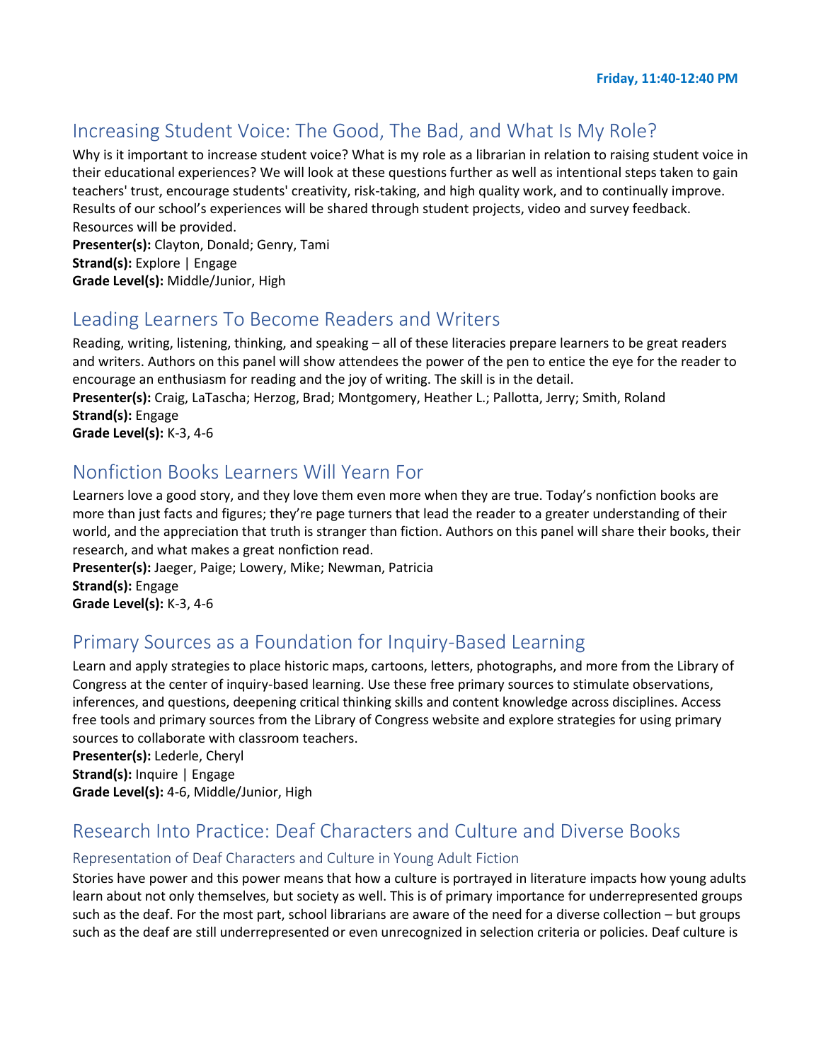**Friday, 11:40-12:40 PM**

## Increasing Student Voice: The Good, The Bad, and What Is My Role?

Why is it important to increase student voice? What is my role as a librarian in relation to raising student voice in their educational experiences? We will look at these questions further as well as intentional steps taken to gain teachers' trust, encourage students' creativity, risk-taking, and high quality work, and to continually improve. Results of our school's experiences will be shared through student projects, video and survey feedback. Resources will be provided.
**Presenter(s):** Clayton, Donald; Genry, Tami
**Strand(s):** Explore | Engage
**Grade Level(s):** Middle/Junior, High

## Leading Learners To Become Readers and Writers

Reading, writing, listening, thinking, and speaking – all of these literacies prepare learners to be great readers and writers. Authors on this panel will show attendees the power of the pen to entice the eye for the reader to encourage an enthusiasm for reading and the joy of writing. The skill is in the detail.
**Presenter(s):** Craig, LaTascha; Herzog, Brad; Montgomery, Heather L.; Pallotta, Jerry; Smith, Roland
**Strand(s):** Engage
**Grade Level(s):** K-3, 4-6

## Nonfiction Books Learners Will Yearn For

Learners love a good story, and they love them even more when they are true. Today's nonfiction books are more than just facts and figures; they're page turners that lead the reader to a greater understanding of their world, and the appreciation that truth is stranger than fiction. Authors on this panel will share their books, their research, and what makes a great nonfiction read.
**Presenter(s):** Jaeger, Paige; Lowery, Mike; Newman, Patricia
**Strand(s):** Engage
**Grade Level(s):** K-3, 4-6

## Primary Sources as a Foundation for Inquiry-Based Learning

Learn and apply strategies to place historic maps, cartoons, letters, photographs, and more from the Library of Congress at the center of inquiry-based learning. Use these free primary sources to stimulate observations, inferences, and questions, deepening critical thinking skills and content knowledge across disciplines. Access free tools and primary sources from the Library of Congress website and explore strategies for using primary sources to collaborate with classroom teachers.
**Presenter(s):** Lederle, Cheryl
**Strand(s):** Inquire | Engage
**Grade Level(s):** 4-6, Middle/Junior, High

## Research Into Practice: Deaf Characters and Culture and Diverse Books

### Representation of Deaf Characters and Culture in Young Adult Fiction

Stories have power and this power means that how a culture is portrayed in literature impacts how young adults learn about not only themselves, but society as well. This is of primary importance for underrepresented groups such as the deaf. For the most part, school librarians are aware of the need for a diverse collection – but groups such as the deaf are still underrepresented or even unrecognized in selection criteria or policies. Deaf culture is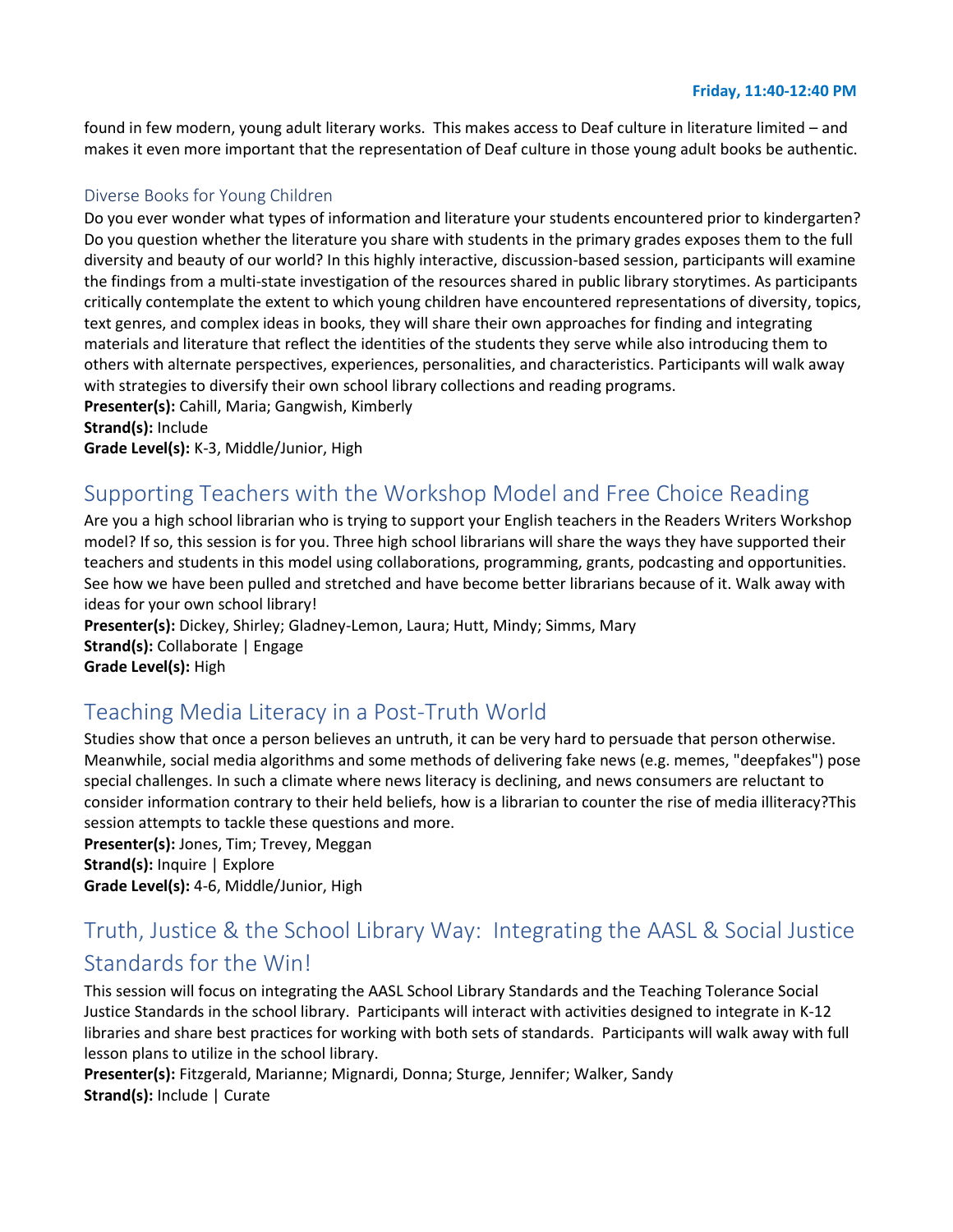found in few modern, young adult literary works. This makes access to Deaf culture in literature limited – and makes it even more important that the representation of Deaf culture in those young adult books be authentic.

### Diverse Books for Young Children

Do you ever wonder what types of information and literature your students encountered prior to kindergarten? Do you question whether the literature you share with students in the primary grades exposes them to the full diversity and beauty of our world? In this highly interactive, discussion-based session, participants will examine the findings from a multi-state investigation of the resources shared in public library storytimes. As participants critically contemplate the extent to which young children have encountered representations of diversity, topics, text genres, and complex ideas in books, they will share their own approaches for finding and integrating materials and literature that reflect the identities of the students they serve while also introducing them to others with alternate perspectives, experiences, personalities, and characteristics. Participants will walk away with strategies to diversify their own school library collections and reading programs.

**Presenter(s):** Cahill, Maria; Gangwish, Kimberly
**Strand(s):** Include
**Grade Level(s):** K-3, Middle/Junior, High

## Supporting Teachers with the Workshop Model and Free Choice Reading

Are you a high school librarian who is trying to support your English teachers in the Readers Writers Workshop model? If so, this session is for you. Three high school librarians will share the ways they have supported their teachers and students in this model using collaborations, programming, grants, podcasting and opportunities. See how we have been pulled and stretched and have become better librarians because of it. Walk away with ideas for your own school library!

**Presenter(s):** Dickey, Shirley; Gladney-Lemon, Laura; Hutt, Mindy; Simms, Mary
**Strand(s):** Collaborate | Engage
**Grade Level(s):** High

## Teaching Media Literacy in a Post-Truth World

Studies show that once a person believes an untruth, it can be very hard to persuade that person otherwise. Meanwhile, social media algorithms and some methods of delivering fake news (e.g. memes, "deepfakes") pose special challenges. In such a climate where news literacy is declining, and news consumers are reluctant to consider information contrary to their held beliefs, how is a librarian to counter the rise of media illiteracy?This session attempts to tackle these questions and more.

**Presenter(s):** Jones, Tim; Trevey, Meggan
**Strand(s):** Inquire | Explore
**Grade Level(s):** 4-6, Middle/Junior, High

## Truth, Justice & the School Library Way: Integrating the AASL & Social Justice Standards for the Win!

This session will focus on integrating the AASL School Library Standards and the Teaching Tolerance Social Justice Standards in the school library. Participants will interact with activities designed to integrate in K-12 libraries and share best practices for working with both sets of standards. Participants will walk away with full lesson plans to utilize in the school library.

**Presenter(s):** Fitzgerald, Marianne; Mignardi, Donna; Sturge, Jennifer; Walker, Sandy
**Strand(s):** Include | Curate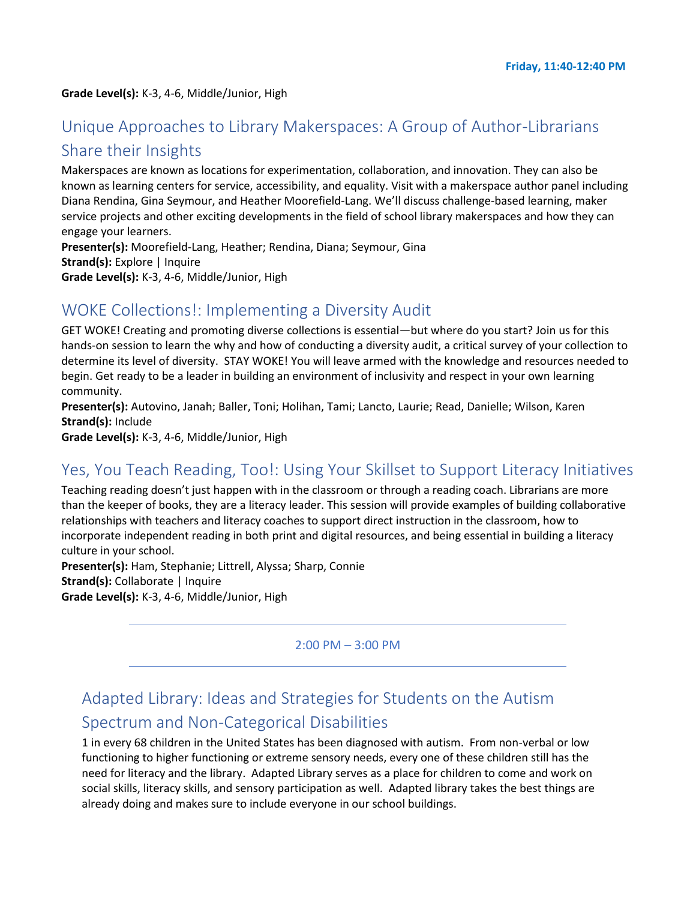Friday, 11:40-12:40 PM

**Grade Level(s):** K-3, 4-6, Middle/Junior, High

## Unique Approaches to Library Makerspaces: A Group of Author-Librarians Share their Insights

Makerspaces are known as locations for experimentation, collaboration, and innovation. They can also be known as learning centers for service, accessibility, and equality. Visit with a makerspace author panel including Diana Rendina, Gina Seymour, and Heather Moorefield-Lang. We'll discuss challenge-based learning, maker service projects and other exciting developments in the field of school library makerspaces and how they can engage your learners.

**Presenter(s):** Moorefield-Lang, Heather; Rendina, Diana; Seymour, Gina
**Strand(s):** Explore | Inquire
**Grade Level(s):** K-3, 4-6, Middle/Junior, High

## WOKE Collections!: Implementing a Diversity Audit

GET WOKE! Creating and promoting diverse collections is essential—but where do you start? Join us for this hands-on session to learn the why and how of conducting a diversity audit, a critical survey of your collection to determine its level of diversity. STAY WOKE! You will leave armed with the knowledge and resources needed to begin. Get ready to be a leader in building an environment of inclusivity and respect in your own learning community.

**Presenter(s):** Autovino, Janah; Baller, Toni; Holihan, Tami; Lancto, Laurie; Read, Danielle; Wilson, Karen
**Strand(s):** Include
**Grade Level(s):** K-3, 4-6, Middle/Junior, High

## Yes, You Teach Reading, Too!: Using Your Skillset to Support Literacy Initiatives

Teaching reading doesn't just happen with in the classroom or through a reading coach. Librarians are more than the keeper of books, they are a literacy leader. This session will provide examples of building collaborative relationships with teachers and literacy coaches to support direct instruction in the classroom, how to incorporate independent reading in both print and digital resources, and being essential in building a literacy culture in your school.

**Presenter(s):** Ham, Stephanie; Littrell, Alyssa; Sharp, Connie
**Strand(s):** Collaborate | Inquire
**Grade Level(s):** K-3, 4-6, Middle/Junior, High

---

2:00 PM – 3:00 PM

---

## Adapted Library: Ideas and Strategies for Students on the Autism Spectrum and Non-Categorical Disabilities

1 in every 68 children in the United States has been diagnosed with autism. From non-verbal or low functioning to higher functioning or extreme sensory needs, every one of these children still has the need for literacy and the library. Adapted Library serves as a place for children to come and work on social skills, literacy skills, and sensory participation as well. Adapted library takes the best things are already doing and makes sure to include everyone in our school buildings.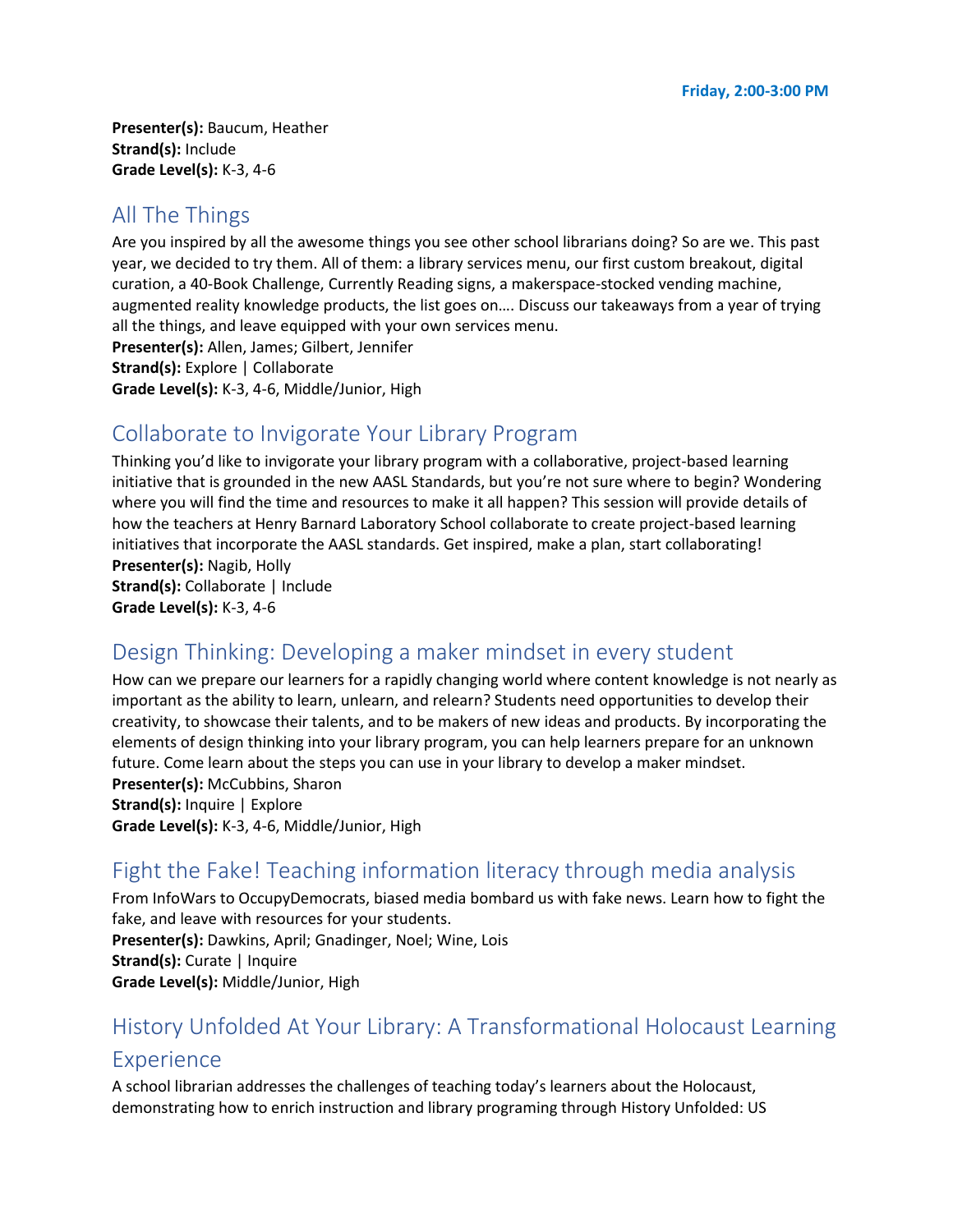**Friday, 2:00-3:00 PM**

**Presenter(s):** Baucum, Heather
**Strand(s):** Include
**Grade Level(s):** K-3, 4-6

## All The Things

Are you inspired by all the awesome things you see other school librarians doing? So are we. This past year, we decided to try them. All of them: a library services menu, our first custom breakout, digital curation, a 40-Book Challenge, Currently Reading signs, a makerspace-stocked vending machine, augmented reality knowledge products, the list goes on…. Discuss our takeaways from a year of trying all the things, and leave equipped with your own services menu.
**Presenter(s):** Allen, James; Gilbert, Jennifer
**Strand(s):** Explore | Collaborate
**Grade Level(s):** K-3, 4-6, Middle/Junior, High

## Collaborate to Invigorate Your Library Program

Thinking you'd like to invigorate your library program with a collaborative, project-based learning initiative that is grounded in the new AASL Standards, but you're not sure where to begin? Wondering where you will find the time and resources to make it all happen? This session will provide details of how the teachers at Henry Barnard Laboratory School collaborate to create project-based learning initiatives that incorporate the AASL standards. Get inspired, make a plan, start collaborating!
**Presenter(s):** Nagib, Holly
**Strand(s):** Collaborate | Include
**Grade Level(s):** K-3, 4-6

## Design Thinking: Developing a maker mindset in every student

How can we prepare our learners for a rapidly changing world where content knowledge is not nearly as important as the ability to learn, unlearn, and relearn? Students need opportunities to develop their creativity, to showcase their talents, and to be makers of new ideas and products. By incorporating the elements of design thinking into your library program, you can help learners prepare for an unknown future. Come learn about the steps you can use in your library to develop a maker mindset.
**Presenter(s):** McCubbins, Sharon
**Strand(s):** Inquire | Explore
**Grade Level(s):** K-3, 4-6, Middle/Junior, High

## Fight the Fake! Teaching information literacy through media analysis

From InfoWars to OccupyDemocrats, biased media bombard us with fake news. Learn how to fight the fake, and leave with resources for your students.
**Presenter(s):** Dawkins, April; Gnadinger, Noel; Wine, Lois
**Strand(s):** Curate | Inquire
**Grade Level(s):** Middle/Junior, High

## History Unfolded At Your Library: A Transformational Holocaust Learning Experience

A school librarian addresses the challenges of teaching today's learners about the Holocaust, demonstrating how to enrich instruction and library programing through History Unfolded: US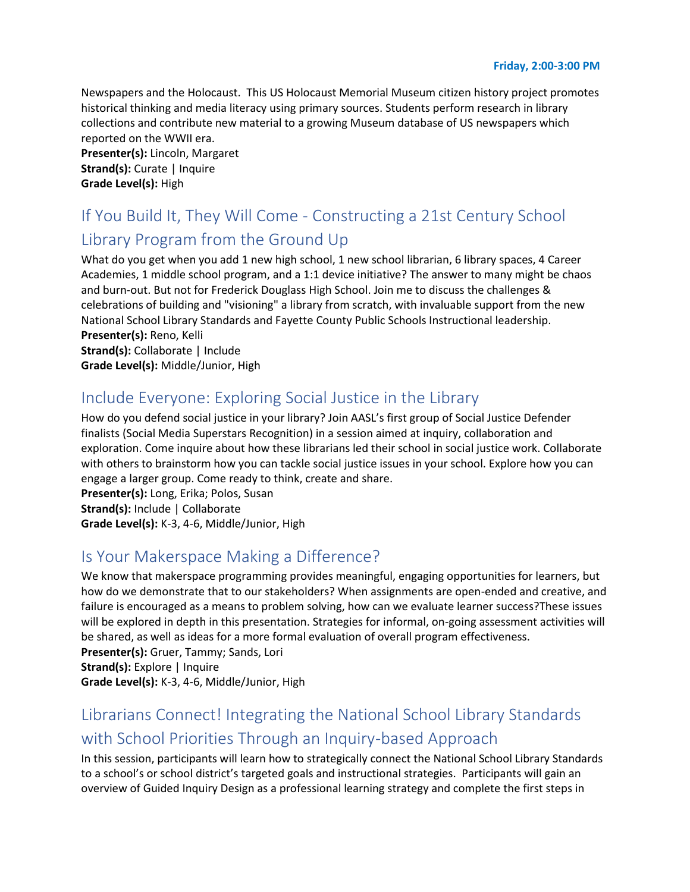**Friday, 2:00-3:00 PM**

Newspapers and the Holocaust. This US Holocaust Memorial Museum citizen history project promotes historical thinking and media literacy using primary sources. Students perform research in library collections and contribute new material to a growing Museum database of US newspapers which reported on the WWII era.
**Presenter(s):** Lincoln, Margaret
**Strand(s):** Curate | Inquire
**Grade Level(s):** High

## If You Build It, They Will Come - Constructing a 21st Century School Library Program from the Ground Up

What do you get when you add 1 new high school, 1 new school librarian, 6 library spaces, 4 Career Academies, 1 middle school program, and a 1:1 device initiative? The answer to many might be chaos and burn-out. But not for Frederick Douglass High School. Join me to discuss the challenges & celebrations of building and "visioning" a library from scratch, with invaluable support from the new National School Library Standards and Fayette County Public Schools Instructional leadership.
**Presenter(s):** Reno, Kelli
**Strand(s):** Collaborate | Include
**Grade Level(s):** Middle/Junior, High

## Include Everyone: Exploring Social Justice in the Library

How do you defend social justice in your library? Join AASL's first group of Social Justice Defender finalists (Social Media Superstars Recognition) in a session aimed at inquiry, collaboration and exploration. Come inquire about how these librarians led their school in social justice work. Collaborate with others to brainstorm how you can tackle social justice issues in your school. Explore how you can engage a larger group. Come ready to think, create and share.
**Presenter(s):** Long, Erika; Polos, Susan
**Strand(s):** Include | Collaborate
**Grade Level(s):** K-3, 4-6, Middle/Junior, High

## Is Your Makerspace Making a Difference?

We know that makerspace programming provides meaningful, engaging opportunities for learners, but how do we demonstrate that to our stakeholders? When assignments are open-ended and creative, and failure is encouraged as a means to problem solving, how can we evaluate learner success?These issues will be explored in depth in this presentation. Strategies for informal, on-going assessment activities will be shared, as well as ideas for a more formal evaluation of overall program effectiveness.
**Presenter(s):** Gruer, Tammy; Sands, Lori
**Strand(s):** Explore | Inquire
**Grade Level(s):** K-3, 4-6, Middle/Junior, High

## Librarians Connect! Integrating the National School Library Standards with School Priorities Through an Inquiry-based Approach

In this session, participants will learn how to strategically connect the National School Library Standards to a school's or school district's targeted goals and instructional strategies. Participants will gain an overview of Guided Inquiry Design as a professional learning strategy and complete the first steps in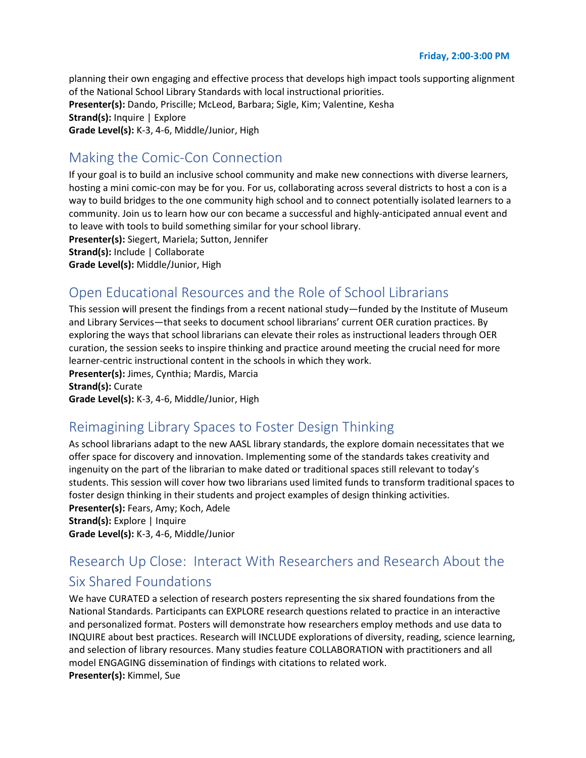planning their own engaging and effective process that develops high impact tools supporting alignment of the National School Library Standards with local instructional priorities.
**Presenter(s):** Dando, Priscille; McLeod, Barbara; Sigle, Kim; Valentine, Kesha
**Strand(s):** Inquire | Explore
**Grade Level(s):** K-3, 4-6, Middle/Junior, High

## Making the Comic-Con Connection

If your goal is to build an inclusive school community and make new connections with diverse learners, hosting a mini comic-con may be for you. For us, collaborating across several districts to host a con is a way to build bridges to the one community high school and to connect potentially isolated learners to a community. Join us to learn how our con became a successful and highly-anticipated annual event and to leave with tools to build something similar for your school library.
**Presenter(s):** Siegert, Mariela; Sutton, Jennifer
**Strand(s):** Include | Collaborate
**Grade Level(s):** Middle/Junior, High

## Open Educational Resources and the Role of School Librarians

This session will present the findings from a recent national study—funded by the Institute of Museum and Library Services—that seeks to document school librarians' current OER curation practices. By exploring the ways that school librarians can elevate their roles as instructional leaders through OER curation, the session seeks to inspire thinking and practice around meeting the crucial need for more learner-centric instructional content in the schools in which they work.
**Presenter(s):** Jimes, Cynthia; Mardis, Marcia
**Strand(s):** Curate
**Grade Level(s):** K-3, 4-6, Middle/Junior, High

## Reimagining Library Spaces to Foster Design Thinking

As school librarians adapt to the new AASL library standards, the explore domain necessitates that we offer space for discovery and innovation. Implementing some of the standards takes creativity and ingenuity on the part of the librarian to make dated or traditional spaces still relevant to today's students. This session will cover how two librarians used limited funds to transform traditional spaces to foster design thinking in their students and project examples of design thinking activities.
**Presenter(s):** Fears, Amy; Koch, Adele
**Strand(s):** Explore | Inquire
**Grade Level(s):** K-3, 4-6, Middle/Junior

## Research Up Close: Interact With Researchers and Research About the Six Shared Foundations

We have CURATED a selection of research posters representing the six shared foundations from the National Standards. Participants can EXPLORE research questions related to practice in an interactive and personalized format. Posters will demonstrate how researchers employ methods and use data to INQUIRE about best practices. Research will INCLUDE explorations of diversity, reading, science learning, and selection of library resources. Many studies feature COLLABORATION with practitioners and all model ENGAGING dissemination of findings with citations to related work.
**Presenter(s):** Kimmel, Sue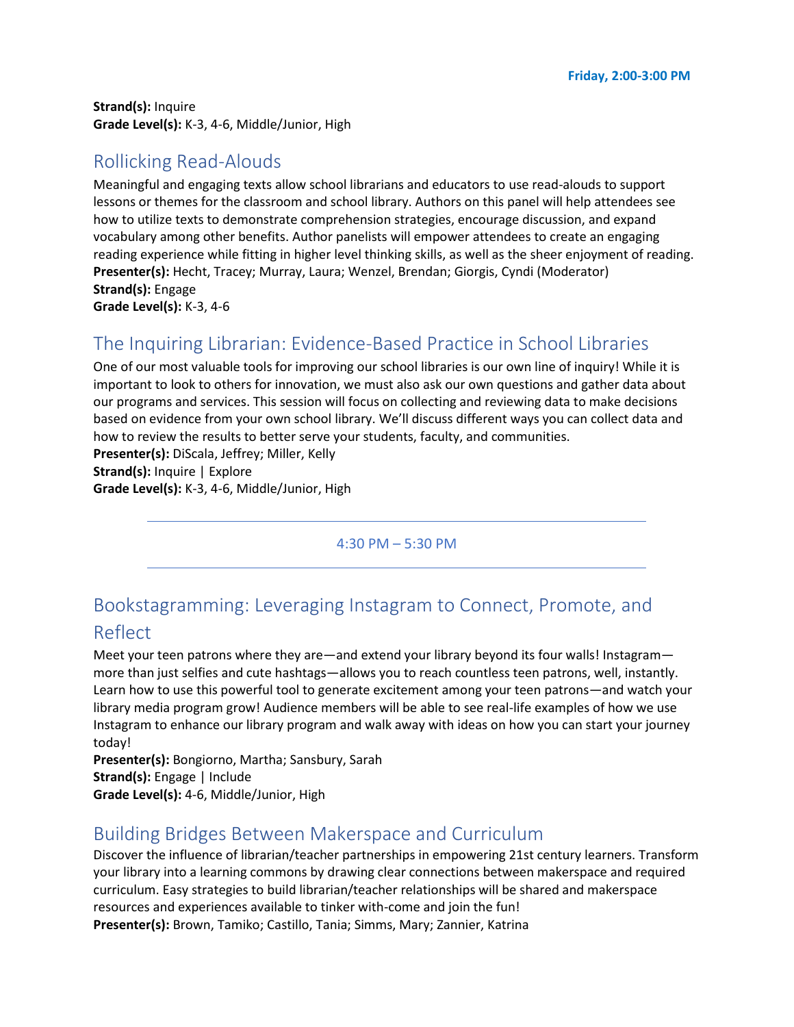**Strand(s):** Inquire
**Grade Level(s):** K-3, 4-6, Middle/Junior, High

## Rollicking Read-Alouds

Meaningful and engaging texts allow school librarians and educators to use read-alouds to support lessons or themes for the classroom and school library. Authors on this panel will help attendees see how to utilize texts to demonstrate comprehension strategies, encourage discussion, and expand vocabulary among other benefits. Author panelists will empower attendees to create an engaging reading experience while fitting in higher level thinking skills, as well as the sheer enjoyment of reading.
**Presenter(s):** Hecht, Tracey; Murray, Laura; Wenzel, Brendan; Giorgis, Cyndi (Moderator)
**Strand(s):** Engage
**Grade Level(s):** K-3, 4-6

## The Inquiring Librarian: Evidence-Based Practice in School Libraries

One of our most valuable tools for improving our school libraries is our own line of inquiry! While it is important to look to others for innovation, we must also ask our own questions and gather data about our programs and services. This session will focus on collecting and reviewing data to make decisions based on evidence from your own school library. We'll discuss different ways you can collect data and how to review the results to better serve your students, faculty, and communities.
**Presenter(s):** DiScala, Jeffrey; Miller, Kelly
**Strand(s):** Inquire | Explore
**Grade Level(s):** K-3, 4-6, Middle/Junior, High

---

4:30 PM – 5:30 PM

---

## Bookstagramming: Leveraging Instagram to Connect, Promote, and Reflect

Meet your teen patrons where they are—and extend your library beyond its four walls! Instagram—more than just selfies and cute hashtags—allows you to reach countless teen patrons, well, instantly. Learn how to use this powerful tool to generate excitement among your teen patrons—and watch your library media program grow! Audience members will be able to see real-life examples of how we use Instagram to enhance our library program and walk away with ideas on how you can start your journey today!
**Presenter(s):** Bongiorno, Martha; Sansbury, Sarah
**Strand(s):** Engage | Include
**Grade Level(s):** 4-6, Middle/Junior, High

## Building Bridges Between Makerspace and Curriculum

Discover the influence of librarian/teacher partnerships in empowering 21st century learners. Transform your library into a learning commons by drawing clear connections between makerspace and required curriculum. Easy strategies to build librarian/teacher relationships will be shared and makerspace resources and experiences available to tinker with-come and join the fun!
**Presenter(s):** Brown, Tamiko; Castillo, Tania; Simms, Mary; Zannier, Katrina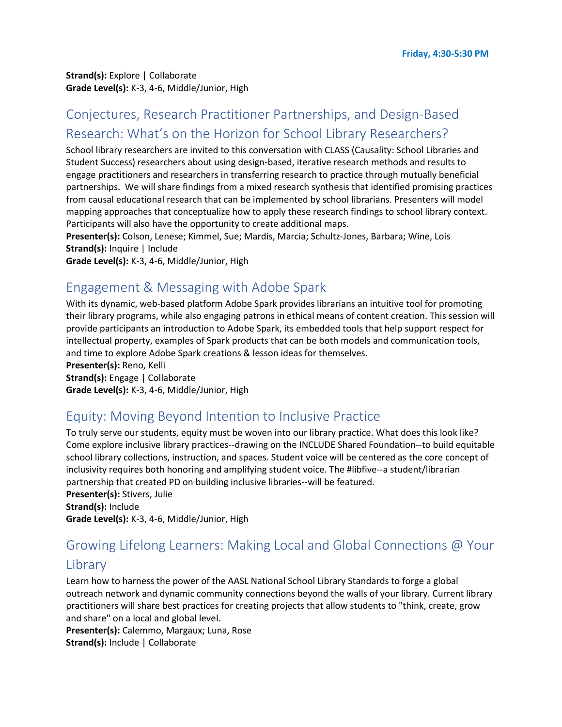Strand(s): Explore | Collaborate
**Grade Level(s):** K-3, 4-6, Middle/Junior, High

## Conjectures, Research Practitioner Partnerships, and Design-Based Research: What's on the Horizon for School Library Researchers?

School library researchers are invited to this conversation with CLASS (Causality: School Libraries and Student Success) researchers about using design-based, iterative research methods and results to engage practitioners and researchers in transferring research to practice through mutually beneficial partnerships. We will share findings from a mixed research synthesis that identified promising practices from causal educational research that can be implemented by school librarians. Presenters will model mapping approaches that conceptualize how to apply these research findings to school library context. Participants will also have the opportunity to create additional maps.

**Presenter(s):** Colson, Lenese; Kimmel, Sue; Mardis, Marcia; Schultz-Jones, Barbara; Wine, Lois
**Strand(s):** Inquire | Include
**Grade Level(s):** K-3, 4-6, Middle/Junior, High

## Engagement & Messaging with Adobe Spark

With its dynamic, web-based platform Adobe Spark provides librarians an intuitive tool for promoting their library programs, while also engaging patrons in ethical means of content creation. This session will provide participants an introduction to Adobe Spark, its embedded tools that help support respect for intellectual property, examples of Spark products that can be both models and communication tools, and time to explore Adobe Spark creations & lesson ideas for themselves.

**Presenter(s):** Reno, Kelli
**Strand(s):** Engage | Collaborate
**Grade Level(s):** K-3, 4-6, Middle/Junior, High

## Equity: Moving Beyond Intention to Inclusive Practice

To truly serve our students, equity must be woven into our library practice. What does this look like? Come explore inclusive library practices--drawing on the INCLUDE Shared Foundation--to build equitable school library collections, instruction, and spaces. Student voice will be centered as the core concept of inclusivity requires both honoring and amplifying student voice. The #libfive--a student/librarian partnership that created PD on building inclusive libraries--will be featured.

**Presenter(s):** Stivers, Julie
**Strand(s):** Include
**Grade Level(s):** K-3, 4-6, Middle/Junior, High

## Growing Lifelong Learners: Making Local and Global Connections @ Your Library

Learn how to harness the power of the AASL National School Library Standards to forge a global outreach network and dynamic community connections beyond the walls of your library. Current library practitioners will share best practices for creating projects that allow students to "think, create, grow and share" on a local and global level.

**Presenter(s):** Calemmo, Margaux; Luna, Rose
**Strand(s):** Include | Collaborate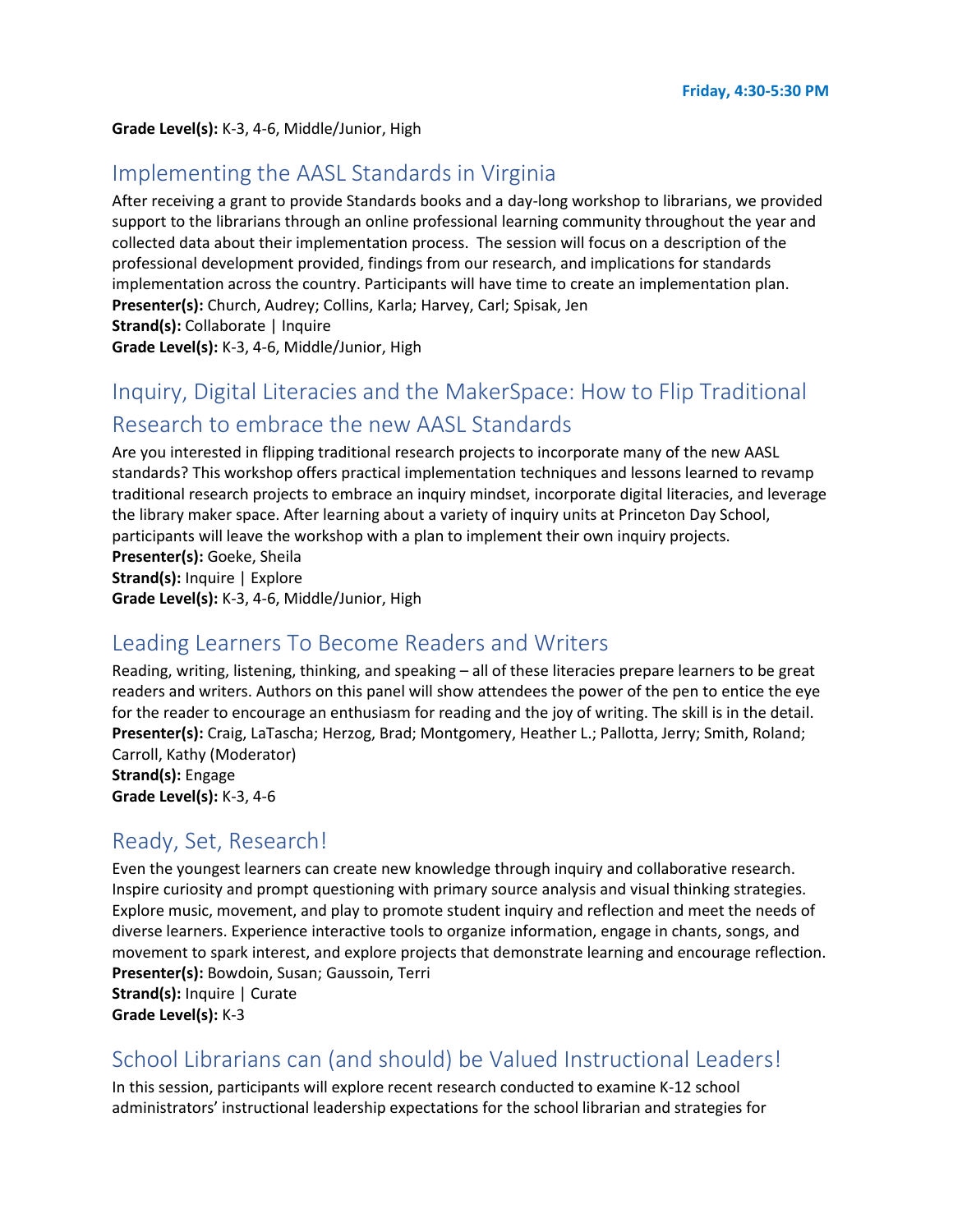**Grade Level(s):** K-3, 4-6, Middle/Junior, High

## Implementing the AASL Standards in Virginia

After receiving a grant to provide Standards books and a day-long workshop to librarians, we provided support to the librarians through an online professional learning community throughout the year and collected data about their implementation process. The session will focus on a description of the professional development provided, findings from our research, and implications for standards implementation across the country. Participants will have time to create an implementation plan.
**Presenter(s):** Church, Audrey; Collins, Karla; Harvey, Carl; Spisak, Jen
**Strand(s):** Collaborate | Inquire
**Grade Level(s):** K-3, 4-6, Middle/Junior, High

## Inquiry, Digital Literacies and the MakerSpace: How to Flip Traditional Research to embrace the new AASL Standards

Are you interested in flipping traditional research projects to incorporate many of the new AASL standards? This workshop offers practical implementation techniques and lessons learned to revamp traditional research projects to embrace an inquiry mindset, incorporate digital literacies, and leverage the library maker space. After learning about a variety of inquiry units at Princeton Day School, participants will leave the workshop with a plan to implement their own inquiry projects.
**Presenter(s):** Goeke, Sheila
**Strand(s):** Inquire | Explore
**Grade Level(s):** K-3, 4-6, Middle/Junior, High

## Leading Learners To Become Readers and Writers

Reading, writing, listening, thinking, and speaking – all of these literacies prepare learners to be great readers and writers. Authors on this panel will show attendees the power of the pen to entice the eye for the reader to encourage an enthusiasm for reading and the joy of writing. The skill is in the detail.
**Presenter(s):** Craig, LaTascha; Herzog, Brad; Montgomery, Heather L.; Pallotta, Jerry; Smith, Roland; Carroll, Kathy (Moderator)
**Strand(s):** Engage
**Grade Level(s):** K-3, 4-6

## Ready, Set, Research!

Even the youngest learners can create new knowledge through inquiry and collaborative research. Inspire curiosity and prompt questioning with primary source analysis and visual thinking strategies. Explore music, movement, and play to promote student inquiry and reflection and meet the needs of diverse learners. Experience interactive tools to organize information, engage in chants, songs, and movement to spark interest, and explore projects that demonstrate learning and encourage reflection.
**Presenter(s):** Bowdoin, Susan; Gaussoin, Terri
**Strand(s):** Inquire | Curate
**Grade Level(s):** K-3

## School Librarians can (and should) be Valued Instructional Leaders!

In this session, participants will explore recent research conducted to examine K-12 school administrators' instructional leadership expectations for the school librarian and strategies for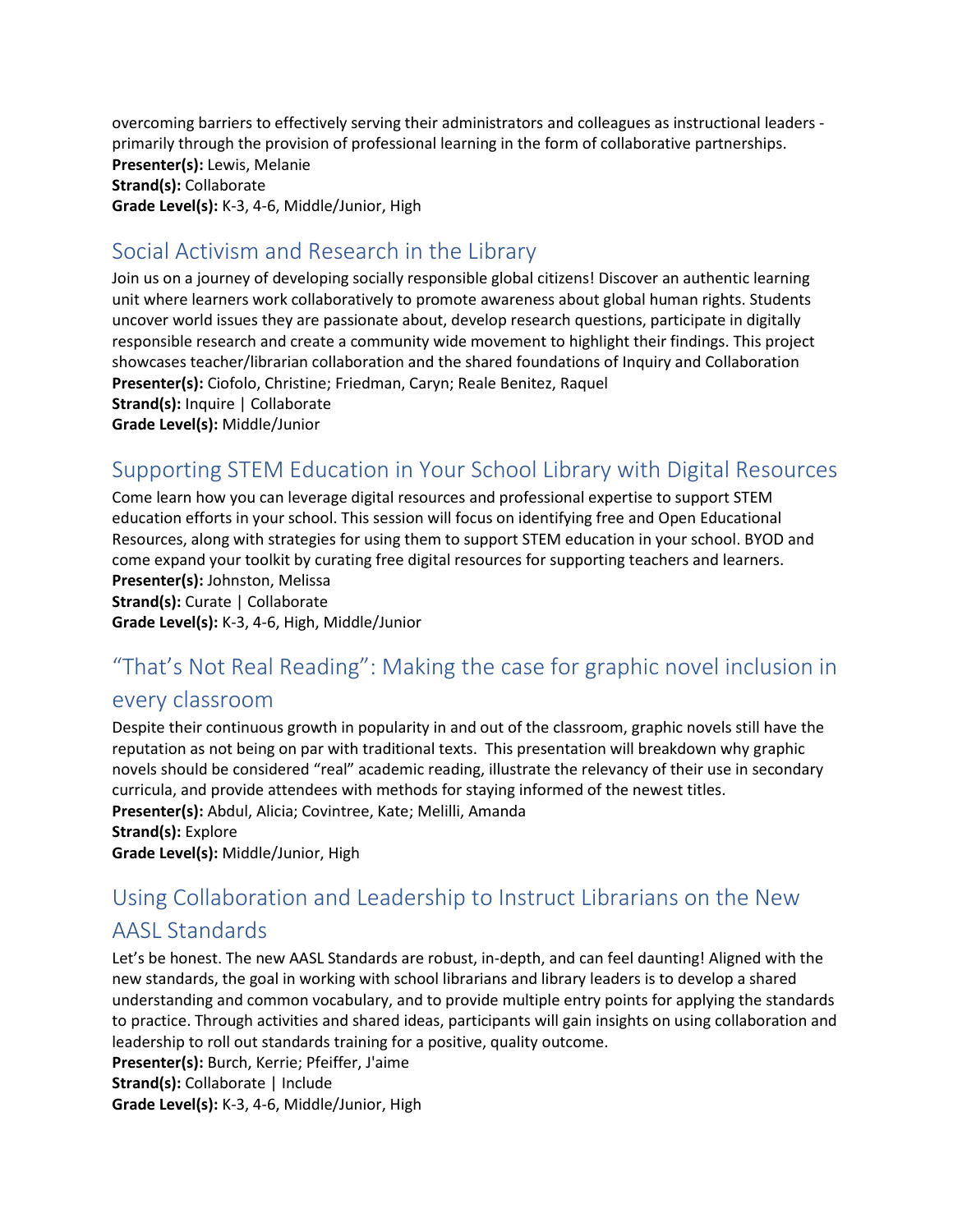overcoming barriers to effectively serving their administrators and colleagues as instructional leaders - primarily through the provision of professional learning in the form of collaborative partnerships.
**Presenter(s):** Lewis, Melanie
**Strand(s):** Collaborate
**Grade Level(s):** K-3, 4-6, Middle/Junior, High

## Social Activism and Research in the Library

Join us on a journey of developing socially responsible global citizens! Discover an authentic learning unit where learners work collaboratively to promote awareness about global human rights. Students uncover world issues they are passionate about, develop research questions, participate in digitally responsible research and create a community wide movement to highlight their findings. This project showcases teacher/librarian collaboration and the shared foundations of Inquiry and Collaboration
**Presenter(s):** Ciofolo, Christine; Friedman, Caryn; Reale Benitez, Raquel
**Strand(s):** Inquire | Collaborate
**Grade Level(s):** Middle/Junior

## Supporting STEM Education in Your School Library with Digital Resources

Come learn how you can leverage digital resources and professional expertise to support STEM education efforts in your school. This session will focus on identifying free and Open Educational Resources, along with strategies for using them to support STEM education in your school. BYOD and come expand your toolkit by curating free digital resources for supporting teachers and learners.
**Presenter(s):** Johnston, Melissa
**Strand(s):** Curate | Collaborate
**Grade Level(s):** K-3, 4-6, High, Middle/Junior

## "That's Not Real Reading": Making the case for graphic novel inclusion in every classroom

Despite their continuous growth in popularity in and out of the classroom, graphic novels still have the reputation as not being on par with traditional texts. This presentation will breakdown why graphic novels should be considered "real" academic reading, illustrate the relevancy of their use in secondary curricula, and provide attendees with methods for staying informed of the newest titles.
**Presenter(s):** Abdul, Alicia; Covintree, Kate; Melilli, Amanda
**Strand(s):** Explore
**Grade Level(s):** Middle/Junior, High

## Using Collaboration and Leadership to Instruct Librarians on the New AASL Standards

Let's be honest. The new AASL Standards are robust, in-depth, and can feel daunting! Aligned with the new standards, the goal in working with school librarians and library leaders is to develop a shared understanding and common vocabulary, and to provide multiple entry points for applying the standards to practice. Through activities and shared ideas, participants will gain insights on using collaboration and leadership to roll out standards training for a positive, quality outcome.
**Presenter(s):** Burch, Kerrie; Pfeiffer, J'aime
**Strand(s):** Collaborate | Include
**Grade Level(s):** K-3, 4-6, Middle/Junior, High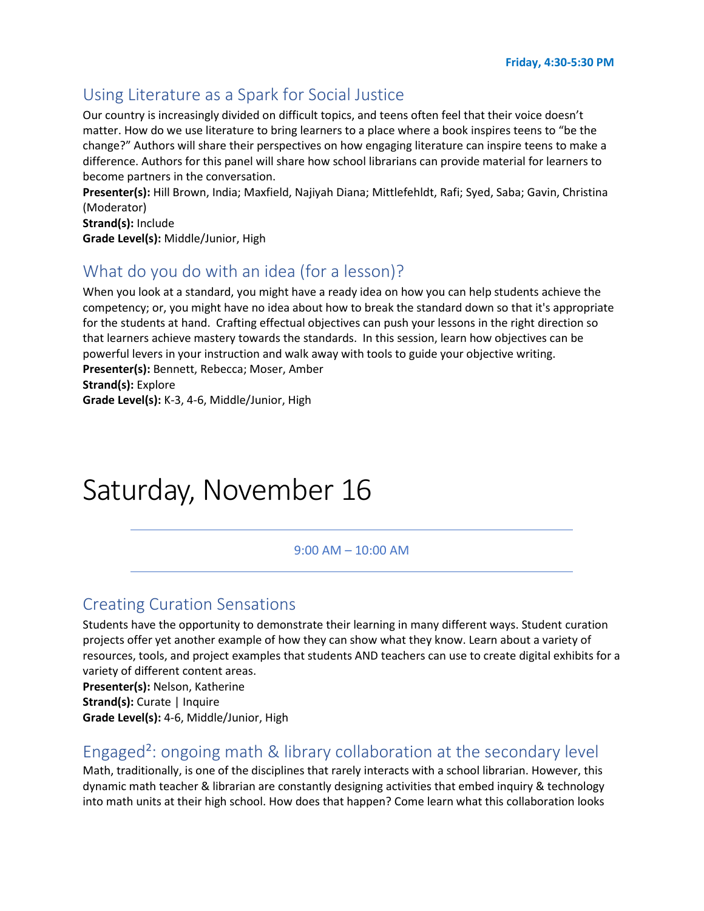Friday, 4:30-5:30 PM

## Using Literature as a Spark for Social Justice

Our country is increasingly divided on difficult topics, and teens often feel that their voice doesn't matter. How do we use literature to bring learners to a place where a book inspires teens to "be the change?" Authors will share their perspectives on how engaging literature can inspire teens to make a difference. Authors for this panel will share how school librarians can provide material for learners to become partners in the conversation.

**Presenter(s):** Hill Brown, India; Maxfield, Najiyah Diana; Mittlefehldt, Rafi; Syed, Saba; Gavin, Christina (Moderator)
**Strand(s):** Include
**Grade Level(s):** Middle/Junior, High

## What do you do with an idea (for a lesson)?

When you look at a standard, you might have a ready idea on how you can help students achieve the competency; or, you might have no idea about how to break the standard down so that it's appropriate for the students at hand. Crafting effectual objectives can push your lessons in the right direction so that learners achieve mastery towards the standards. In this session, learn how objectives can be powerful levers in your instruction and walk away with tools to guide your objective writing.

**Presenter(s):** Bennett, Rebecca; Moser, Amber
**Strand(s):** Explore
**Grade Level(s):** K-3, 4-6, Middle/Junior, High

# Saturday, November 16

9:00 AM – 10:00 AM

## Creating Curation Sensations

Students have the opportunity to demonstrate their learning in many different ways. Student curation projects offer yet another example of how they can show what they know. Learn about a variety of resources, tools, and project examples that students AND teachers can use to create digital exhibits for a variety of different content areas.

**Presenter(s):** Nelson, Katherine
**Strand(s):** Curate | Inquire
**Grade Level(s):** 4-6, Middle/Junior, High

## Engaged²: ongoing math & library collaboration at the secondary level

Math, traditionally, is one of the disciplines that rarely interacts with a school librarian. However, this dynamic math teacher & librarian are constantly designing activities that embed inquiry & technology into math units at their high school. How does that happen? Come learn what this collaboration looks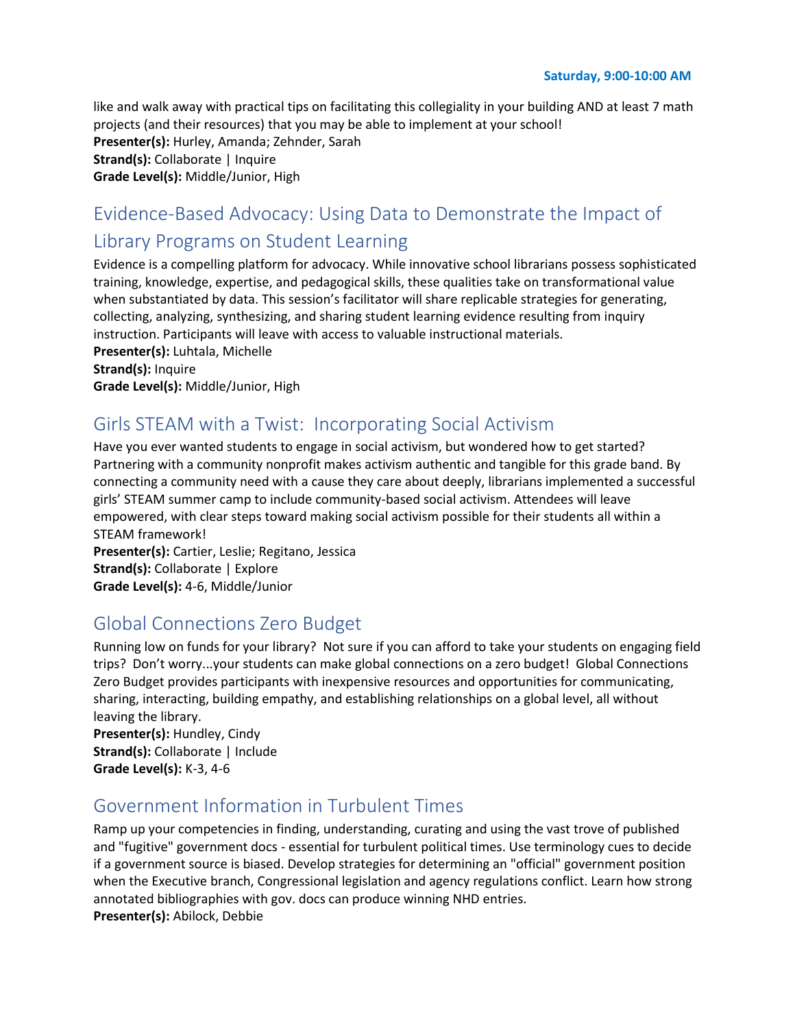like and walk away with practical tips on facilitating this collegiality in your building AND at least 7 math projects (and their resources) that you may be able to implement at your school!
**Presenter(s):** Hurley, Amanda; Zehnder, Sarah
**Strand(s):** Collaborate | Inquire
**Grade Level(s):** Middle/Junior, High

## Evidence-Based Advocacy: Using Data to Demonstrate the Impact of Library Programs on Student Learning

Evidence is a compelling platform for advocacy. While innovative school librarians possess sophisticated training, knowledge, expertise, and pedagogical skills, these qualities take on transformational value when substantiated by data. This session's facilitator will share replicable strategies for generating, collecting, analyzing, synthesizing, and sharing student learning evidence resulting from inquiry instruction. Participants will leave with access to valuable instructional materials.
**Presenter(s):** Luhtala, Michelle
**Strand(s):** Inquire
**Grade Level(s):** Middle/Junior, High

## Girls STEAM with a Twist: Incorporating Social Activism

Have you ever wanted students to engage in social activism, but wondered how to get started? Partnering with a community nonprofit makes activism authentic and tangible for this grade band. By connecting a community need with a cause they care about deeply, librarians implemented a successful girls' STEAM summer camp to include community-based social activism. Attendees will leave empowered, with clear steps toward making social activism possible for their students all within a STEAM framework!
**Presenter(s):** Cartier, Leslie; Regitano, Jessica
**Strand(s):** Collaborate | Explore
**Grade Level(s):** 4-6, Middle/Junior

## Global Connections Zero Budget

Running low on funds for your library? Not sure if you can afford to take your students on engaging field trips? Don't worry...your students can make global connections on a zero budget! Global Connections Zero Budget provides participants with inexpensive resources and opportunities for communicating, sharing, interacting, building empathy, and establishing relationships on a global level, all without leaving the library.
**Presenter(s):** Hundley, Cindy
**Strand(s):** Collaborate | Include
**Grade Level(s):** K-3, 4-6

## Government Information in Turbulent Times

Ramp up your competencies in finding, understanding, curating and using the vast trove of published and "fugitive" government docs - essential for turbulent political times. Use terminology cues to decide if a government source is biased. Develop strategies for determining an "official" government position when the Executive branch, Congressional legislation and agency regulations conflict. Learn how strong annotated bibliographies with gov. docs can produce winning NHD entries.
**Presenter(s):** Abilock, Debbie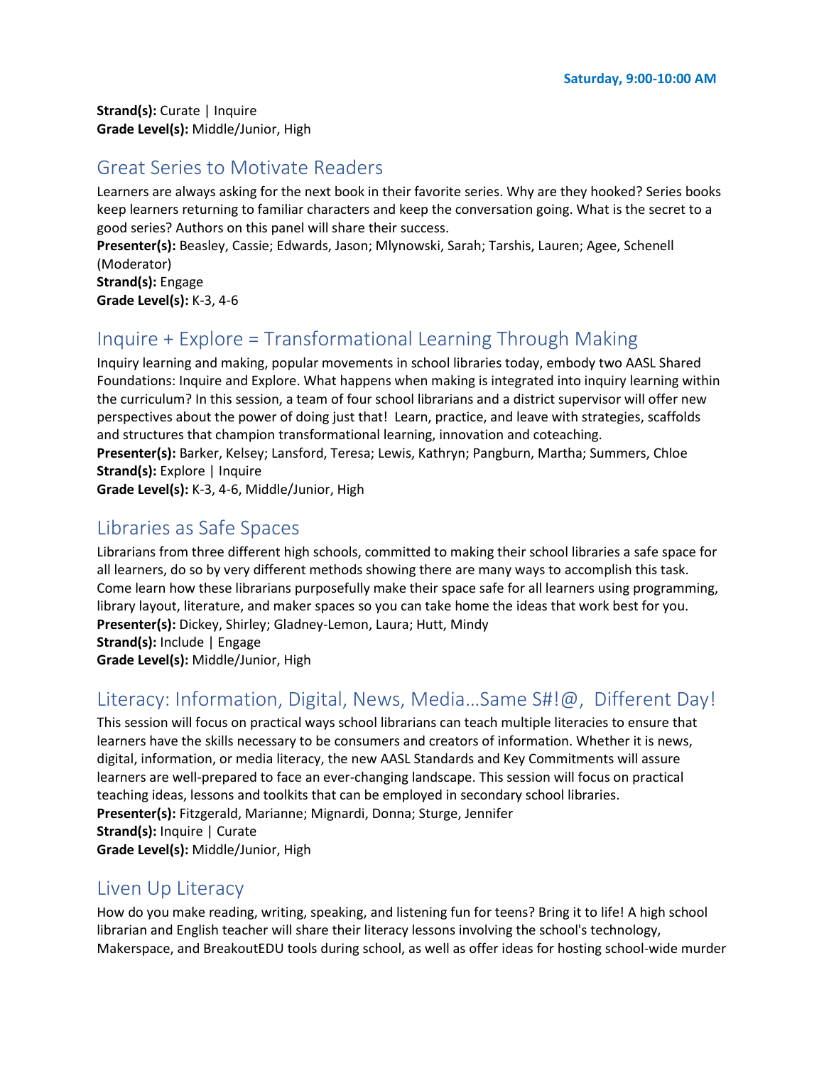**Strand(s):** Curate | Inquire
**Grade Level(s):** Middle/Junior, High

## Great Series to Motivate Readers

Learners are always asking for the next book in their favorite series. Why are they hooked? Series books keep learners returning to familiar characters and keep the conversation going. What is the secret to a good series? Authors on this panel will share their success.
**Presenter(s):** Beasley, Cassie; Edwards, Jason; Mlynowski, Sarah; Tarshis, Lauren; Agee, Schenell (Moderator)
**Strand(s):** Engage
**Grade Level(s):** K-3, 4-6

## Inquire + Explore = Transformational Learning Through Making

Inquiry learning and making, popular movements in school libraries today, embody two AASL Shared Foundations: Inquire and Explore. What happens when making is integrated into inquiry learning within the curriculum? In this session, a team of four school librarians and a district supervisor will offer new perspectives about the power of doing just that! Learn, practice, and leave with strategies, scaffolds and structures that champion transformational learning, innovation and coteaching.
**Presenter(s):** Barker, Kelsey; Lansford, Teresa; Lewis, Kathryn; Pangburn, Martha; Summers, Chloe
**Strand(s):** Explore | Inquire
**Grade Level(s):** K-3, 4-6, Middle/Junior, High

## Libraries as Safe Spaces

Librarians from three different high schools, committed to making their school libraries a safe space for all learners, do so by very different methods showing there are many ways to accomplish this task. Come learn how these librarians purposefully make their space safe for all learners using programming, library layout, literature, and maker spaces so you can take home the ideas that work best for you.
**Presenter(s):** Dickey, Shirley; Gladney-Lemon, Laura; Hutt, Mindy
**Strand(s):** Include | Engage
**Grade Level(s):** Middle/Junior, High

## Literacy: Information, Digital, News, Media…Same S#!@, Different Day!

This session will focus on practical ways school librarians can teach multiple literacies to ensure that learners have the skills necessary to be consumers and creators of information. Whether it is news, digital, information, or media literacy, the new AASL Standards and Key Commitments will assure learners are well-prepared to face an ever-changing landscape. This session will focus on practical teaching ideas, lessons and toolkits that can be employed in secondary school libraries.
**Presenter(s):** Fitzgerald, Marianne; Mignardi, Donna; Sturge, Jennifer
**Strand(s):** Inquire | Curate
**Grade Level(s):** Middle/Junior, High

## Liven Up Literacy

How do you make reading, writing, speaking, and listening fun for teens? Bring it to life! A high school librarian and English teacher will share their literacy lessons involving the school's technology, Makerspace, and BreakoutEDU tools during school, as well as offer ideas for hosting school-wide murder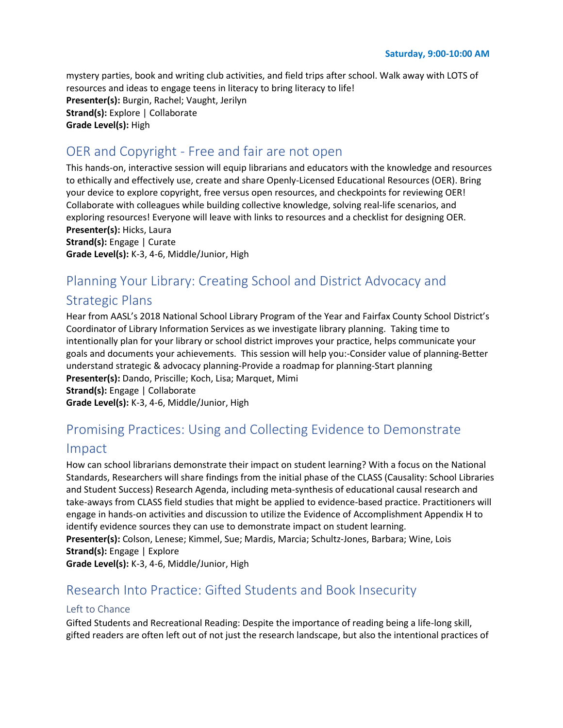mystery parties, book and writing club activities, and field trips after school. Walk away with LOTS of resources and ideas to engage teens in literacy to bring literacy to life!
**Presenter(s):** Burgin, Rachel; Vaught, Jerilyn
**Strand(s):** Explore | Collaborate
**Grade Level(s):** High

## OER and Copyright - Free and fair are not open

This hands-on, interactive session will equip librarians and educators with the knowledge and resources to ethically and effectively use, create and share Openly-Licensed Educational Resources (OER). Bring your device to explore copyright, free versus open resources, and checkpoints for reviewing OER! Collaborate with colleagues while building collective knowledge, solving real-life scenarios, and exploring resources! Everyone will leave with links to resources and a checklist for designing OER.
**Presenter(s):** Hicks, Laura
**Strand(s):** Engage | Curate
**Grade Level(s):** K-3, 4-6, Middle/Junior, High

## Planning Your Library: Creating School and District Advocacy and Strategic Plans

Hear from AASL's 2018 National School Library Program of the Year and Fairfax County School District's Coordinator of Library Information Services as we investigate library planning. Taking time to intentionally plan for your library or school district improves your practice, helps communicate your goals and documents your achievements. This session will help you:-Consider value of planning-Better understand strategic & advocacy planning-Provide a roadmap for planning-Start planning
**Presenter(s):** Dando, Priscille; Koch, Lisa; Marquet, Mimi
**Strand(s):** Engage | Collaborate
**Grade Level(s):** K-3, 4-6, Middle/Junior, High

## Promising Practices: Using and Collecting Evidence to Demonstrate Impact

How can school librarians demonstrate their impact on student learning? With a focus on the National Standards, Researchers will share findings from the initial phase of the CLASS (Causality: School Libraries and Student Success) Research Agenda, including meta-synthesis of educational causal research and take-aways from CLASS field studies that might be applied to evidence-based practice. Practitioners will engage in hands-on activities and discussion to utilize the Evidence of Accomplishment Appendix H to identify evidence sources they can use to demonstrate impact on student learning.
**Presenter(s):** Colson, Lenese; Kimmel, Sue; Mardis, Marcia; Schultz-Jones, Barbara; Wine, Lois
**Strand(s):** Engage | Explore
**Grade Level(s):** K-3, 4-6, Middle/Junior, High

## Research Into Practice: Gifted Students and Book Insecurity

### Left to Chance

Gifted Students and Recreational Reading: Despite the importance of reading being a life-long skill, gifted readers are often left out of not just the research landscape, but also the intentional practices of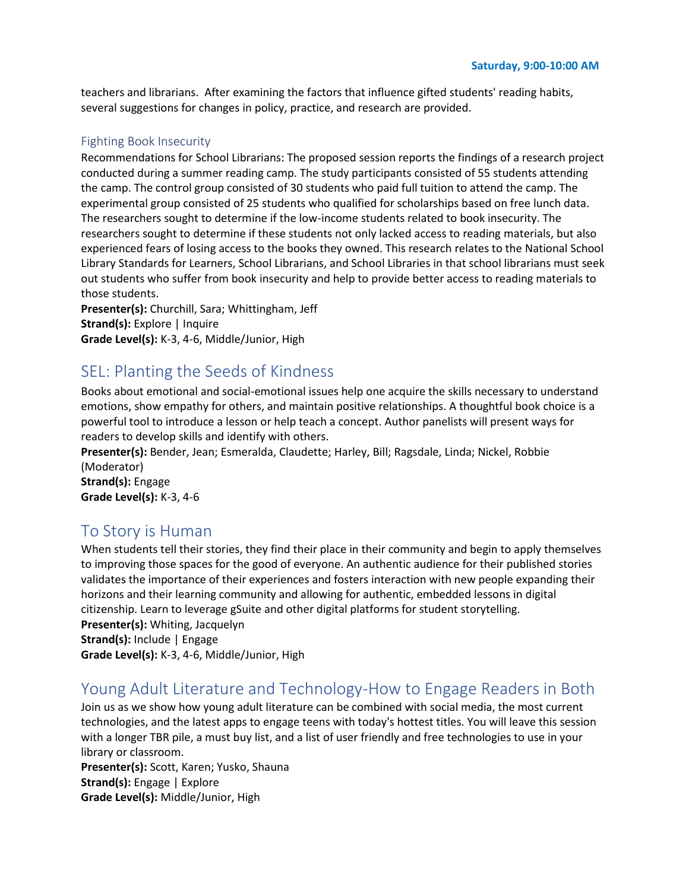teachers and librarians. After examining the factors that influence gifted students' reading habits, several suggestions for changes in policy, practice, and research are provided.

### Fighting Book Insecurity

Recommendations for School Librarians: The proposed session reports the findings of a research project conducted during a summer reading camp. The study participants consisted of 55 students attending the camp. The control group consisted of 30 students who paid full tuition to attend the camp. The experimental group consisted of 25 students who qualified for scholarships based on free lunch data. The researchers sought to determine if the low-income students related to book insecurity. The researchers sought to determine if these students not only lacked access to reading materials, but also experienced fears of losing access to the books they owned. This research relates to the National School Library Standards for Learners, School Librarians, and School Libraries in that school librarians must seek out students who suffer from book insecurity and help to provide better access to reading materials to those students.

**Presenter(s):** Churchill, Sara; Whittingham, Jeff
**Strand(s):** Explore | Inquire
**Grade Level(s):** K-3, 4-6, Middle/Junior, High

## SEL: Planting the Seeds of Kindness

Books about emotional and social-emotional issues help one acquire the skills necessary to understand emotions, show empathy for others, and maintain positive relationships. A thoughtful book choice is a powerful tool to introduce a lesson or help teach a concept. Author panelists will present ways for readers to develop skills and identify with others.

**Presenter(s):** Bender, Jean; Esmeralda, Claudette; Harley, Bill; Ragsdale, Linda; Nickel, Robbie (Moderator)
**Strand(s):** Engage
**Grade Level(s):** K-3, 4-6

## To Story is Human

When students tell their stories, they find their place in their community and begin to apply themselves to improving those spaces for the good of everyone. An authentic audience for their published stories validates the importance of their experiences and fosters interaction with new people expanding their horizons and their learning community and allowing for authentic, embedded lessons in digital citizenship. Learn to leverage gSuite and other digital platforms for student storytelling.

**Presenter(s):** Whiting, Jacquelyn
**Strand(s):** Include | Engage
**Grade Level(s):** K-3, 4-6, Middle/Junior, High

## Young Adult Literature and Technology-How to Engage Readers in Both

Join us as we show how young adult literature can be combined with social media, the most current technologies, and the latest apps to engage teens with today's hottest titles. You will leave this session with a longer TBR pile, a must buy list, and a list of user friendly and free technologies to use in your library or classroom.

**Presenter(s):** Scott, Karen; Yusko, Shauna
**Strand(s):** Engage | Explore
**Grade Level(s):** Middle/Junior, High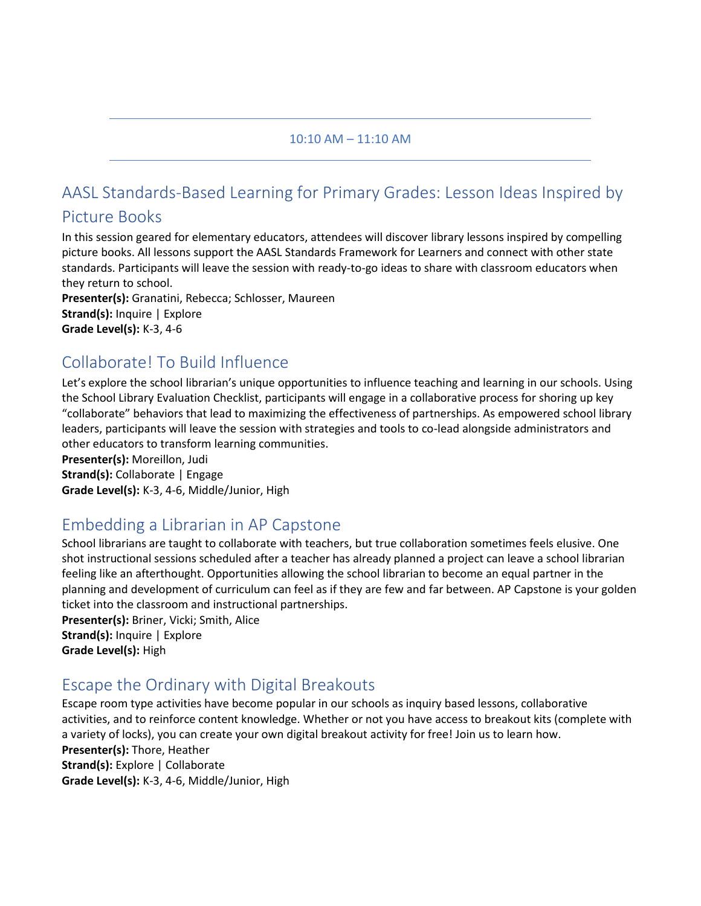10:10 AM – 11:10 AM

## AASL Standards-Based Learning for Primary Grades: Lesson Ideas Inspired by Picture Books

In this session geared for elementary educators, attendees will discover library lessons inspired by compelling picture books. All lessons support the AASL Standards Framework for Learners and connect with other state standards. Participants will leave the session with ready-to-go ideas to share with classroom educators when they return to school.

**Presenter(s):** Granatini, Rebecca; Schlosser, Maureen
**Strand(s):** Inquire | Explore
**Grade Level(s):** K-3, 4-6

## Collaborate! To Build Influence

Let's explore the school librarian's unique opportunities to influence teaching and learning in our schools. Using the School Library Evaluation Checklist, participants will engage in a collaborative process for shoring up key "collaborate" behaviors that lead to maximizing the effectiveness of partnerships. As empowered school library leaders, participants will leave the session with strategies and tools to co-lead alongside administrators and other educators to transform learning communities.

**Presenter(s):** Moreillon, Judi
**Strand(s):** Collaborate | Engage
**Grade Level(s):** K-3, 4-6, Middle/Junior, High

## Embedding a Librarian in AP Capstone

School librarians are taught to collaborate with teachers, but true collaboration sometimes feels elusive. One shot instructional sessions scheduled after a teacher has already planned a project can leave a school librarian feeling like an afterthought. Opportunities allowing the school librarian to become an equal partner in the planning and development of curriculum can feel as if they are few and far between. AP Capstone is your golden ticket into the classroom and instructional partnerships.

**Presenter(s):** Briner, Vicki; Smith, Alice
**Strand(s):** Inquire | Explore
**Grade Level(s):** High

## Escape the Ordinary with Digital Breakouts

Escape room type activities have become popular in our schools as inquiry based lessons, collaborative activities, and to reinforce content knowledge. Whether or not you have access to breakout kits (complete with a variety of locks), you can create your own digital breakout activity for free! Join us to learn how.

**Presenter(s):** Thore, Heather
**Strand(s):** Explore | Collaborate
**Grade Level(s):** K-3, 4-6, Middle/Junior, High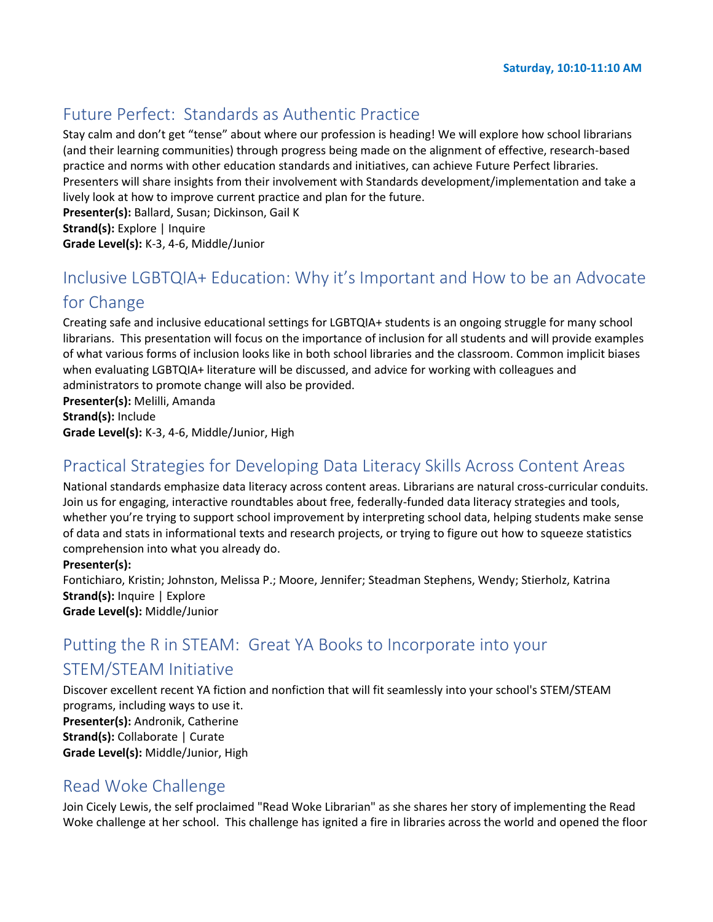Saturday, 10:10-11:10 AM

## Future Perfect: Standards as Authentic Practice

Stay calm and don't get "tense" about where our profession is heading! We will explore how school librarians (and their learning communities) through progress being made on the alignment of effective, research-based practice and norms with other education standards and initiatives, can achieve Future Perfect libraries. Presenters will share insights from their involvement with Standards development/implementation and take a lively look at how to improve current practice and plan for the future.

**Presenter(s):** Ballard, Susan; Dickinson, Gail K
**Strand(s):** Explore | Inquire
**Grade Level(s):** K-3, 4-6, Middle/Junior

## Inclusive LGBTQIA+ Education: Why it's Important and How to be an Advocate for Change

Creating safe and inclusive educational settings for LGBTQIA+ students is an ongoing struggle for many school librarians. This presentation will focus on the importance of inclusion for all students and will provide examples of what various forms of inclusion looks like in both school libraries and the classroom. Common implicit biases when evaluating LGBTQIA+ literature will be discussed, and advice for working with colleagues and administrators to promote change will also be provided.

**Presenter(s):** Melilli, Amanda
**Strand(s):** Include
**Grade Level(s):** K-3, 4-6, Middle/Junior, High

## Practical Strategies for Developing Data Literacy Skills Across Content Areas

National standards emphasize data literacy across content areas. Librarians are natural cross-curricular conduits. Join us for engaging, interactive roundtables about free, federally-funded data literacy strategies and tools, whether you're trying to support school improvement by interpreting school data, helping students make sense of data and stats in informational texts and research projects, or trying to figure out how to squeeze statistics comprehension into what you already do.

**Presenter(s):**
Fontichiaro, Kristin; Johnston, Melissa P.; Moore, Jennifer; Steadman Stephens, Wendy; Stierholz, Katrina
**Strand(s):** Inquire | Explore
**Grade Level(s):** Middle/Junior

## Putting the R in STEAM: Great YA Books to Incorporate into your STEM/STEAM Initiative

Discover excellent recent YA fiction and nonfiction that will fit seamlessly into your school's STEM/STEAM programs, including ways to use it.

**Presenter(s):** Andronik, Catherine
**Strand(s):** Collaborate | Curate
**Grade Level(s):** Middle/Junior, High

## Read Woke Challenge

Join Cicely Lewis, the self proclaimed "Read Woke Librarian" as she shares her story of implementing the Read Woke challenge at her school. This challenge has ignited a fire in libraries across the world and opened the floor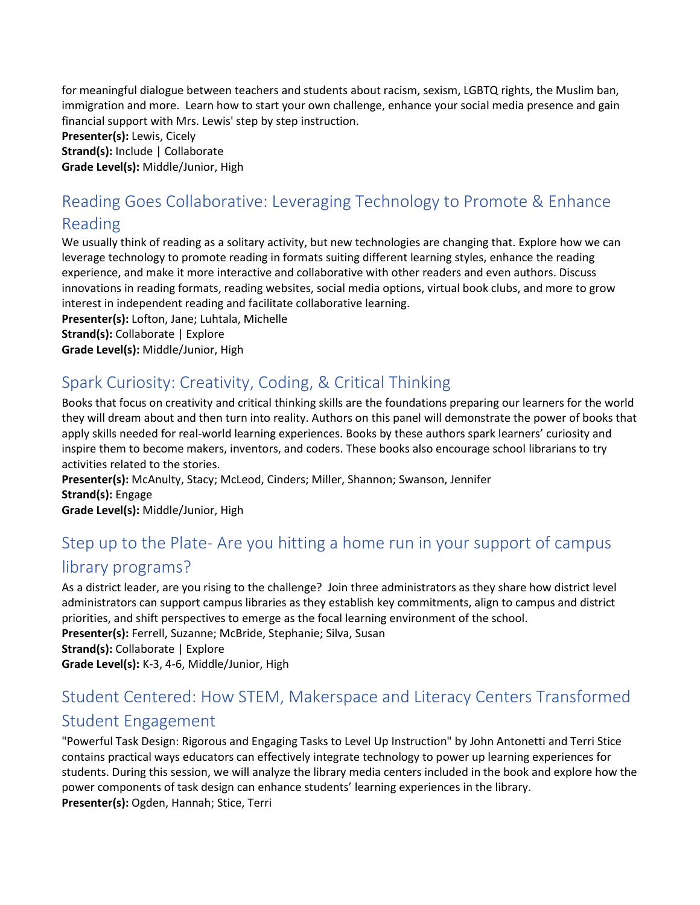for meaningful dialogue between teachers and students about racism, sexism, LGBTQ rights, the Muslim ban, immigration and more. Learn how to start your own challenge, enhance your social media presence and gain financial support with Mrs. Lewis' step by step instruction.
**Presenter(s):** Lewis, Cicely
**Strand(s):** Include | Collaborate
**Grade Level(s):** Middle/Junior, High

## Reading Goes Collaborative: Leveraging Technology to Promote & Enhance Reading

We usually think of reading as a solitary activity, but new technologies are changing that. Explore how we can leverage technology to promote reading in formats suiting different learning styles, enhance the reading experience, and make it more interactive and collaborative with other readers and even authors. Discuss innovations in reading formats, reading websites, social media options, virtual book clubs, and more to grow interest in independent reading and facilitate collaborative learning.
**Presenter(s):** Lofton, Jane; Luhtala, Michelle
**Strand(s):** Collaborate | Explore
**Grade Level(s):** Middle/Junior, High

## Spark Curiosity: Creativity, Coding, & Critical Thinking

Books that focus on creativity and critical thinking skills are the foundations preparing our learners for the world they will dream about and then turn into reality. Authors on this panel will demonstrate the power of books that apply skills needed for real-world learning experiences. Books by these authors spark learners' curiosity and inspire them to become makers, inventors, and coders. These books also encourage school librarians to try activities related to the stories.
**Presenter(s):** McAnulty, Stacy; McLeod, Cinders; Miller, Shannon; Swanson, Jennifer
**Strand(s):** Engage
**Grade Level(s):** Middle/Junior, High

## Step up to the Plate- Are you hitting a home run in your support of campus library programs?

As a district leader, are you rising to the challenge? Join three administrators as they share how district level administrators can support campus libraries as they establish key commitments, align to campus and district priorities, and shift perspectives to emerge as the focal learning environment of the school.
**Presenter(s):** Ferrell, Suzanne; McBride, Stephanie; Silva, Susan
**Strand(s):** Collaborate | Explore
**Grade Level(s):** K-3, 4-6, Middle/Junior, High

## Student Centered: How STEM, Makerspace and Literacy Centers Transformed Student Engagement

"Powerful Task Design: Rigorous and Engaging Tasks to Level Up Instruction" by John Antonetti and Terri Stice contains practical ways educators can effectively integrate technology to power up learning experiences for students. During this session, we will analyze the library media centers included in the book and explore how the power components of task design can enhance students' learning experiences in the library.
**Presenter(s):** Ogden, Hannah; Stice, Terri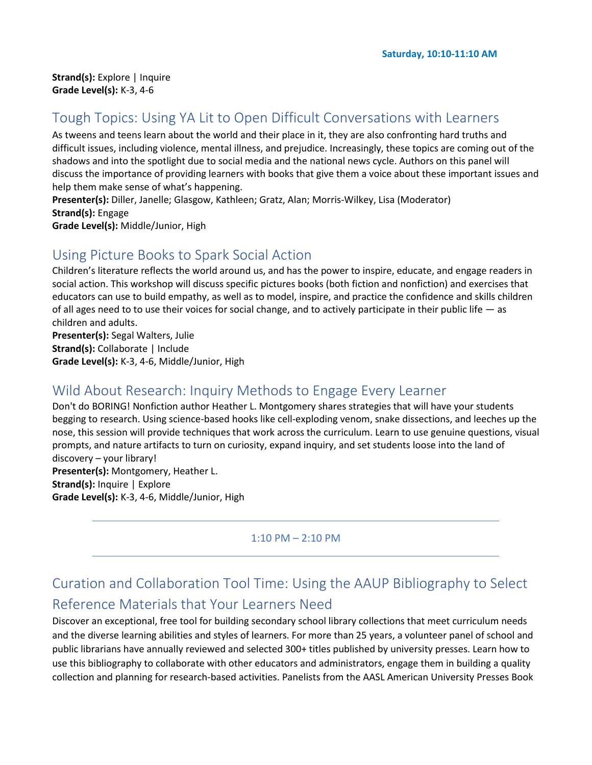**Saturday, 10:10-11:10 AM**

**Strand(s):** Explore | Inquire
**Grade Level(s):** K-3, 4-6

## Tough Topics: Using YA Lit to Open Difficult Conversations with Learners

As tweens and teens learn about the world and their place in it, they are also confronting hard truths and difficult issues, including violence, mental illness, and prejudice. Increasingly, these topics are coming out of the shadows and into the spotlight due to social media and the national news cycle. Authors on this panel will discuss the importance of providing learners with books that give them a voice about these important issues and help them make sense of what's happening.

**Presenter(s):** Diller, Janelle; Glasgow, Kathleen; Gratz, Alan; Morris-Wilkey, Lisa (Moderator)
**Strand(s):** Engage
**Grade Level(s):** Middle/Junior, High

## Using Picture Books to Spark Social Action

Children's literature reflects the world around us, and has the power to inspire, educate, and engage readers in social action. This workshop will discuss specific pictures books (both fiction and nonfiction) and exercises that educators can use to build empathy, as well as to model, inspire, and practice the confidence and skills children of all ages need to to use their voices for social change, and to actively participate in their public life — as children and adults.

**Presenter(s):** Segal Walters, Julie
**Strand(s):** Collaborate | Include
**Grade Level(s):** K-3, 4-6, Middle/Junior, High

## Wild About Research: Inquiry Methods to Engage Every Learner

Don't do BORING! Nonfiction author Heather L. Montgomery shares strategies that will have your students begging to research. Using science-based hooks like cell-exploding venom, snake dissections, and leeches up the nose, this session will provide techniques that work across the curriculum. Learn to use genuine questions, visual prompts, and nature artifacts to turn on curiosity, expand inquiry, and set students loose into the land of discovery – your library!

**Presenter(s):** Montgomery, Heather L.
**Strand(s):** Inquire | Explore
**Grade Level(s):** K-3, 4-6, Middle/Junior, High

---

1:10 PM – 2:10 PM

---

## Curation and Collaboration Tool Time: Using the AAUP Bibliography to Select Reference Materials that Your Learners Need

Discover an exceptional, free tool for building secondary school library collections that meet curriculum needs and the diverse learning abilities and styles of learners. For more than 25 years, a volunteer panel of school and public librarians have annually reviewed and selected 300+ titles published by university presses. Learn how to use this bibliography to collaborate with other educators and administrators, engage them in building a quality collection and planning for research-based activities. Panelists from the AASL American University Presses Book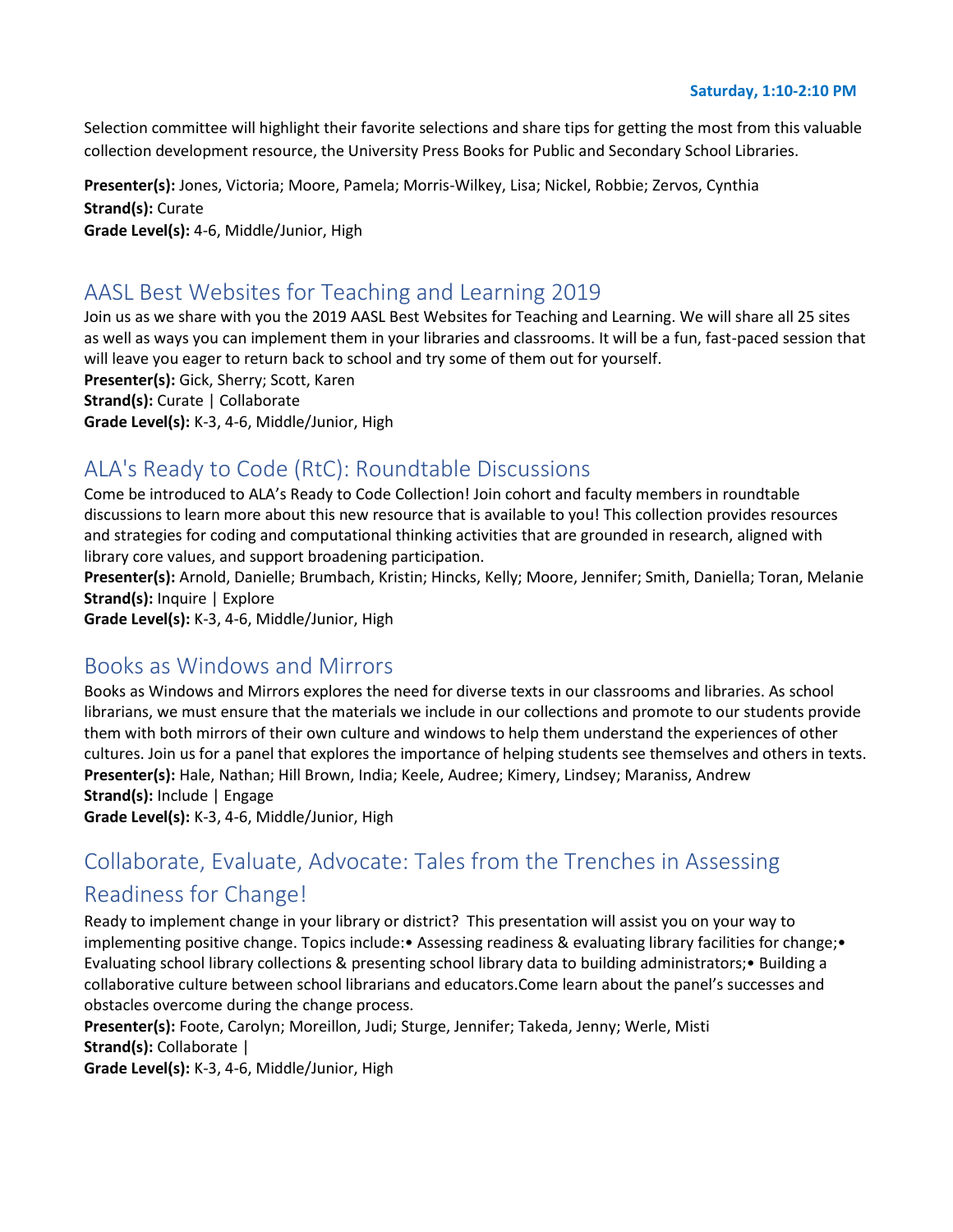Saturday, 1:10-2:10 PM

Selection committee will highlight their favorite selections and share tips for getting the most from this valuable collection development resource, the University Press Books for Public and Secondary School Libraries.

**Presenter(s):** Jones, Victoria; Moore, Pamela; Morris-Wilkey, Lisa; Nickel, Robbie; Zervos, Cynthia
**Strand(s):** Curate
**Grade Level(s):** 4-6, Middle/Junior, High

## AASL Best Websites for Teaching and Learning 2019

Join us as we share with you the 2019 AASL Best Websites for Teaching and Learning. We will share all 25 sites as well as ways you can implement them in your libraries and classrooms. It will be a fun, fast-paced session that will leave you eager to return back to school and try some of them out for yourself.
**Presenter(s):** Gick, Sherry; Scott, Karen
**Strand(s):** Curate | Collaborate
**Grade Level(s):** K-3, 4-6, Middle/Junior, High

## ALA's Ready to Code (RtC): Roundtable Discussions

Come be introduced to ALA's Ready to Code Collection! Join cohort and faculty members in roundtable discussions to learn more about this new resource that is available to you! This collection provides resources and strategies for coding and computational thinking activities that are grounded in research, aligned with library core values, and support broadening participation.
**Presenter(s):** Arnold, Danielle; Brumbach, Kristin; Hincks, Kelly; Moore, Jennifer; Smith, Daniella; Toran, Melanie
**Strand(s):** Inquire | Explore
**Grade Level(s):** K-3, 4-6, Middle/Junior, High

## Books as Windows and Mirrors

Books as Windows and Mirrors explores the need for diverse texts in our classrooms and libraries. As school librarians, we must ensure that the materials we include in our collections and promote to our students provide them with both mirrors of their own culture and windows to help them understand the experiences of other cultures. Join us for a panel that explores the importance of helping students see themselves and others in texts.
**Presenter(s):** Hale, Nathan; Hill Brown, India; Keele, Audree; Kimery, Lindsey; Maraniss, Andrew
**Strand(s):** Include | Engage
**Grade Level(s):** K-3, 4-6, Middle/Junior, High

## Collaborate, Evaluate, Advocate: Tales from the Trenches in Assessing Readiness for Change!

Ready to implement change in your library or district? This presentation will assist you on your way to implementing positive change. Topics include:• Assessing readiness & evaluating library facilities for change;• Evaluating school library collections & presenting school library data to building administrators;• Building a collaborative culture between school librarians and educators.Come learn about the panel's successes and obstacles overcome during the change process.
**Presenter(s):** Foote, Carolyn; Moreillon, Judi; Sturge, Jennifer; Takeda, Jenny; Werle, Misti
**Strand(s):** Collaborate |
**Grade Level(s):** K-3, 4-6, Middle/Junior, High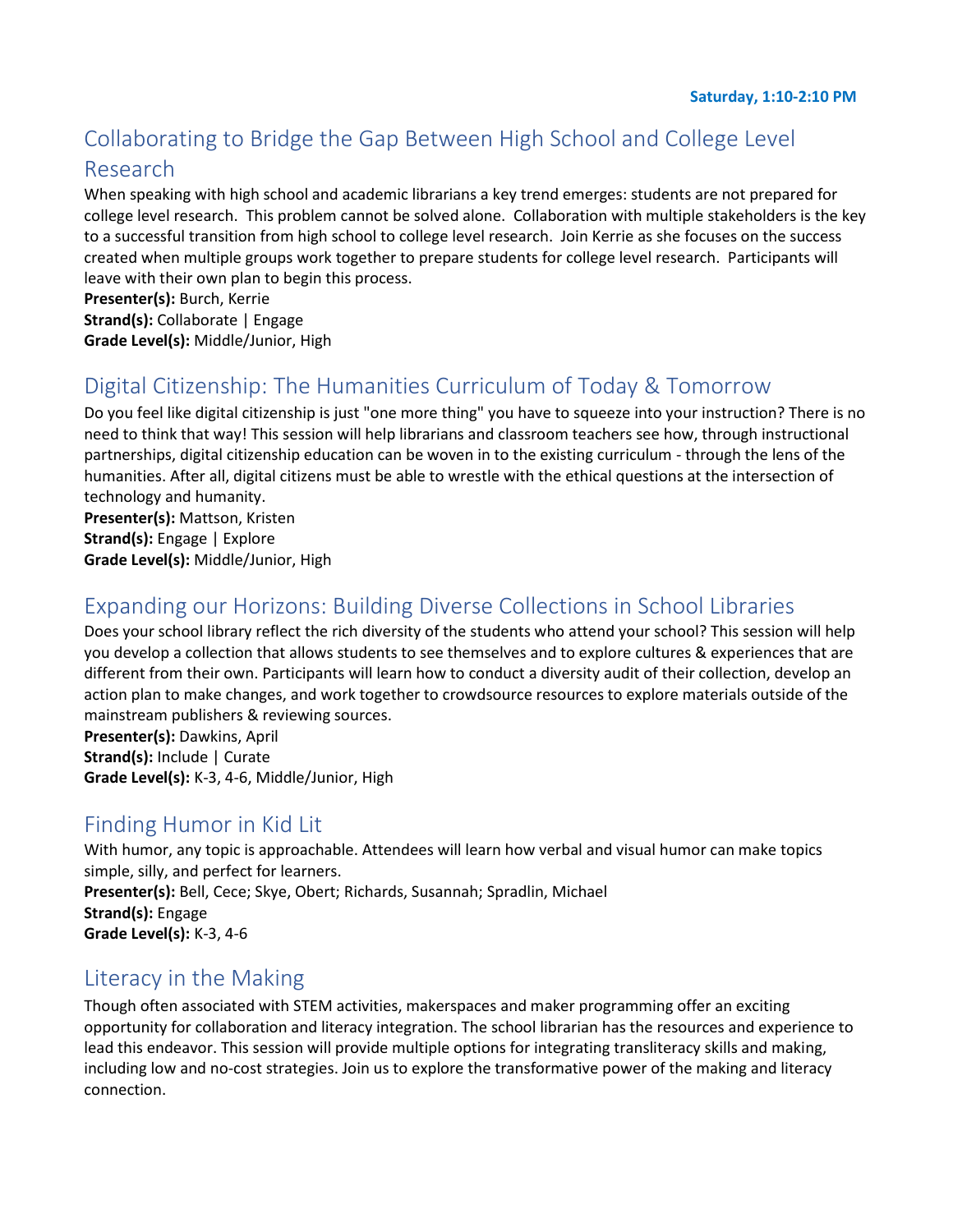**Saturday, 1:10-2:10 PM**

## Collaborating to Bridge the Gap Between High School and College Level Research

When speaking with high school and academic librarians a key trend emerges: students are not prepared for college level research. This problem cannot be solved alone. Collaboration with multiple stakeholders is the key to a successful transition from high school to college level research. Join Kerrie as she focuses on the success created when multiple groups work together to prepare students for college level research. Participants will leave with their own plan to begin this process.

**Presenter(s):** Burch, Kerrie
**Strand(s):** Collaborate | Engage
**Grade Level(s):** Middle/Junior, High

## Digital Citizenship: The Humanities Curriculum of Today & Tomorrow

Do you feel like digital citizenship is just "one more thing" you have to squeeze into your instruction? There is no need to think that way! This session will help librarians and classroom teachers see how, through instructional partnerships, digital citizenship education can be woven in to the existing curriculum - through the lens of the humanities. After all, digital citizens must be able to wrestle with the ethical questions at the intersection of technology and humanity.

**Presenter(s):** Mattson, Kristen
**Strand(s):** Engage | Explore
**Grade Level(s):** Middle/Junior, High

## Expanding our Horizons: Building Diverse Collections in School Libraries

Does your school library reflect the rich diversity of the students who attend your school? This session will help you develop a collection that allows students to see themselves and to explore cultures & experiences that are different from their own. Participants will learn how to conduct a diversity audit of their collection, develop an action plan to make changes, and work together to crowdsource resources to explore materials outside of the mainstream publishers & reviewing sources.

**Presenter(s):** Dawkins, April
**Strand(s):** Include | Curate
**Grade Level(s):** K-3, 4-6, Middle/Junior, High

## Finding Humor in Kid Lit

With humor, any topic is approachable. Attendees will learn how verbal and visual humor can make topics simple, silly, and perfect for learners.

**Presenter(s):** Bell, Cece; Skye, Obert; Richards, Susannah; Spradlin, Michael
**Strand(s):** Engage
**Grade Level(s):** K-3, 4-6

## Literacy in the Making

Though often associated with STEM activities, makerspaces and maker programming offer an exciting opportunity for collaboration and literacy integration. The school librarian has the resources and experience to lead this endeavor. This session will provide multiple options for integrating transliteracy skills and making, including low and no-cost strategies. Join us to explore the transformative power of the making and literacy connection.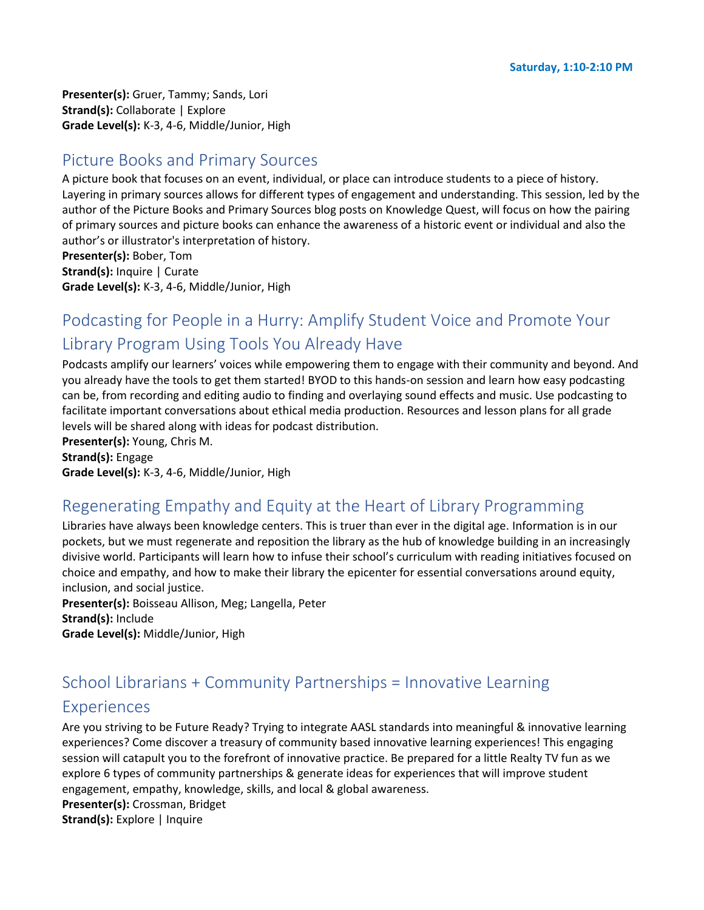**Presenter(s):** Gruer, Tammy; Sands, Lori
**Strand(s):** Collaborate | Explore
**Grade Level(s):** K-3, 4-6, Middle/Junior, High

## Picture Books and Primary Sources

A picture book that focuses on an event, individual, or place can introduce students to a piece of history. Layering in primary sources allows for different types of engagement and understanding. This session, led by the author of the Picture Books and Primary Sources blog posts on Knowledge Quest, will focus on how the pairing of primary sources and picture books can enhance the awareness of a historic event or individual and also the author's or illustrator's interpretation of history.
**Presenter(s):** Bober, Tom
**Strand(s):** Inquire | Curate
**Grade Level(s):** K-3, 4-6, Middle/Junior, High

## Podcasting for People in a Hurry: Amplify Student Voice and Promote Your Library Program Using Tools You Already Have

Podcasts amplify our learners' voices while empowering them to engage with their community and beyond. And you already have the tools to get them started! BYOD to this hands-on session and learn how easy podcasting can be, from recording and editing audio to finding and overlaying sound effects and music. Use podcasting to facilitate important conversations about ethical media production. Resources and lesson plans for all grade levels will be shared along with ideas for podcast distribution.
**Presenter(s):** Young, Chris M.
**Strand(s):** Engage
**Grade Level(s):** K-3, 4-6, Middle/Junior, High

## Regenerating Empathy and Equity at the Heart of Library Programming

Libraries have always been knowledge centers. This is truer than ever in the digital age. Information is in our pockets, but we must regenerate and reposition the library as the hub of knowledge building in an increasingly divisive world. Participants will learn how to infuse their school's curriculum with reading initiatives focused on choice and empathy, and how to make their library the epicenter for essential conversations around equity, inclusion, and social justice.
**Presenter(s):** Boisseau Allison, Meg; Langella, Peter
**Strand(s):** Include
**Grade Level(s):** Middle/Junior, High

## School Librarians + Community Partnerships = Innovative Learning Experiences

Are you striving to be Future Ready? Trying to integrate AASL standards into meaningful & innovative learning experiences? Come discover a treasury of community based innovative learning experiences! This engaging session will catapult you to the forefront of innovative practice. Be prepared for a little Realty TV fun as we explore 6 types of community partnerships & generate ideas for experiences that will improve student engagement, empathy, knowledge, skills, and local & global awareness.
**Presenter(s):** Crossman, Bridget
**Strand(s):** Explore | Inquire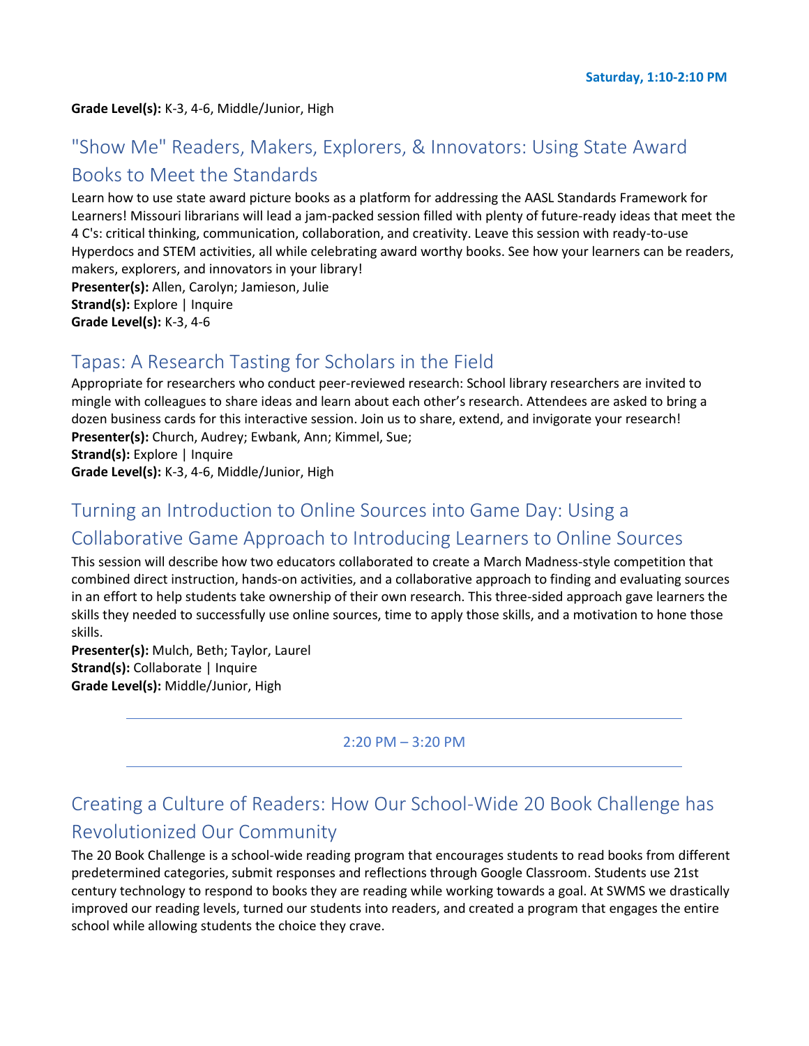Saturday, 1:10-2:10 PM

**Grade Level(s):** K-3, 4-6, Middle/Junior, High

## "Show Me" Readers, Makers, Explorers, & Innovators: Using State Award Books to Meet the Standards

Learn how to use state award picture books as a platform for addressing the AASL Standards Framework for Learners! Missouri librarians will lead a jam-packed session filled with plenty of future-ready ideas that meet the 4 C's: critical thinking, communication, collaboration, and creativity. Leave this session with ready-to-use Hyperdocs and STEM activities, all while celebrating award worthy books. See how your learners can be readers, makers, explorers, and innovators in your library!
**Presenter(s):** Allen, Carolyn; Jamieson, Julie
**Strand(s):** Explore | Inquire
**Grade Level(s):** K-3, 4-6

## Tapas: A Research Tasting for Scholars in the Field

Appropriate for researchers who conduct peer-reviewed research: School library researchers are invited to mingle with colleagues to share ideas and learn about each other's research. Attendees are asked to bring a dozen business cards for this interactive session. Join us to share, extend, and invigorate your research!
**Presenter(s):** Church, Audrey; Ewbank, Ann; Kimmel, Sue;
**Strand(s):** Explore | Inquire
**Grade Level(s):** K-3, 4-6, Middle/Junior, High

## Turning an Introduction to Online Sources into Game Day: Using a Collaborative Game Approach to Introducing Learners to Online Sources

This session will describe how two educators collaborated to create a March Madness-style competition that combined direct instruction, hands-on activities, and a collaborative approach to finding and evaluating sources in an effort to help students take ownership of their own research. This three-sided approach gave learners the skills they needed to successfully use online sources, time to apply those skills, and a motivation to hone those skills.
**Presenter(s):** Mulch, Beth; Taylor, Laurel
**Strand(s):** Collaborate | Inquire
**Grade Level(s):** Middle/Junior, High

---

2:20 PM – 3:20 PM

---

## Creating a Culture of Readers: How Our School-Wide 20 Book Challenge has Revolutionized Our Community

The 20 Book Challenge is a school-wide reading program that encourages students to read books from different predetermined categories, submit responses and reflections through Google Classroom. Students use 21st century technology to respond to books they are reading while working towards a goal. At SWMS we drastically improved our reading levels, turned our students into readers, and created a program that engages the entire school while allowing students the choice they crave.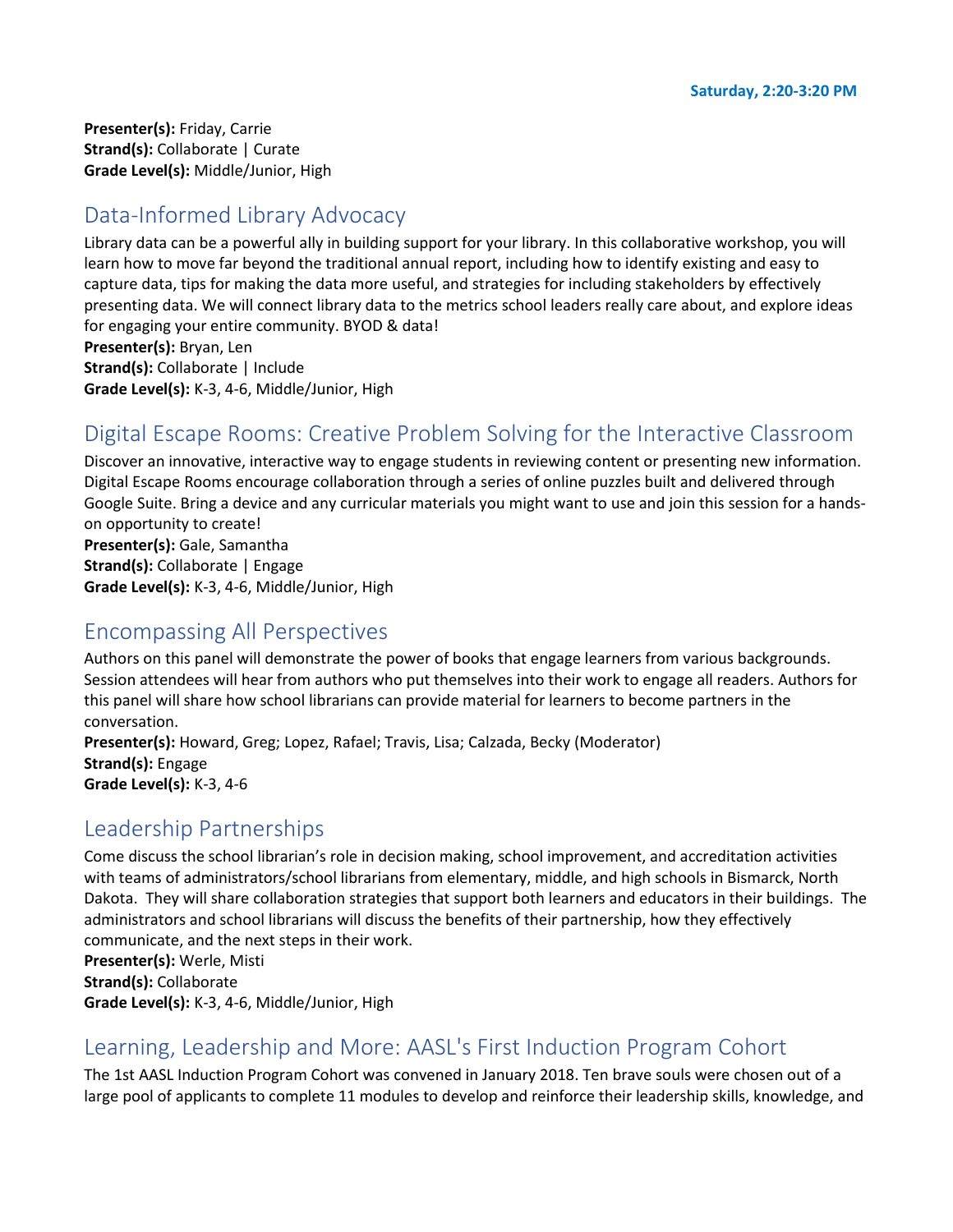**Presenter(s):** Friday, Carrie
**Strand(s):** Collaborate | Curate
**Grade Level(s):** Middle/Junior, High

## Data-Informed Library Advocacy

Library data can be a powerful ally in building support for your library. In this collaborative workshop, you will learn how to move far beyond the traditional annual report, including how to identify existing and easy to capture data, tips for making the data more useful, and strategies for including stakeholders by effectively presenting data. We will connect library data to the metrics school leaders really care about, and explore ideas for engaging your entire community. BYOD & data!
**Presenter(s):** Bryan, Len
**Strand(s):** Collaborate | Include
**Grade Level(s):** K-3, 4-6, Middle/Junior, High

## Digital Escape Rooms: Creative Problem Solving for the Interactive Classroom

Discover an innovative, interactive way to engage students in reviewing content or presenting new information. Digital Escape Rooms encourage collaboration through a series of online puzzles built and delivered through Google Suite. Bring a device and any curricular materials you might want to use and join this session for a hands-on opportunity to create!
**Presenter(s):** Gale, Samantha
**Strand(s):** Collaborate | Engage
**Grade Level(s):** K-3, 4-6, Middle/Junior, High

## Encompassing All Perspectives

Authors on this panel will demonstrate the power of books that engage learners from various backgrounds. Session attendees will hear from authors who put themselves into their work to engage all readers. Authors for this panel will share how school librarians can provide material for learners to become partners in the conversation.
**Presenter(s):** Howard, Greg; Lopez, Rafael; Travis, Lisa; Calzada, Becky (Moderator)
**Strand(s):** Engage
**Grade Level(s):** K-3, 4-6

## Leadership Partnerships

Come discuss the school librarian's role in decision making, school improvement, and accreditation activities with teams of administrators/school librarians from elementary, middle, and high schools in Bismarck, North Dakota. They will share collaboration strategies that support both learners and educators in their buildings. The administrators and school librarians will discuss the benefits of their partnership, how they effectively communicate, and the next steps in their work.
**Presenter(s):** Werle, Misti
**Strand(s):** Collaborate
**Grade Level(s):** K-3, 4-6, Middle/Junior, High

## Learning, Leadership and More: AASL's First Induction Program Cohort

The 1st AASL Induction Program Cohort was convened in January 2018. Ten brave souls were chosen out of a large pool of applicants to complete 11 modules to develop and reinforce their leadership skills, knowledge, and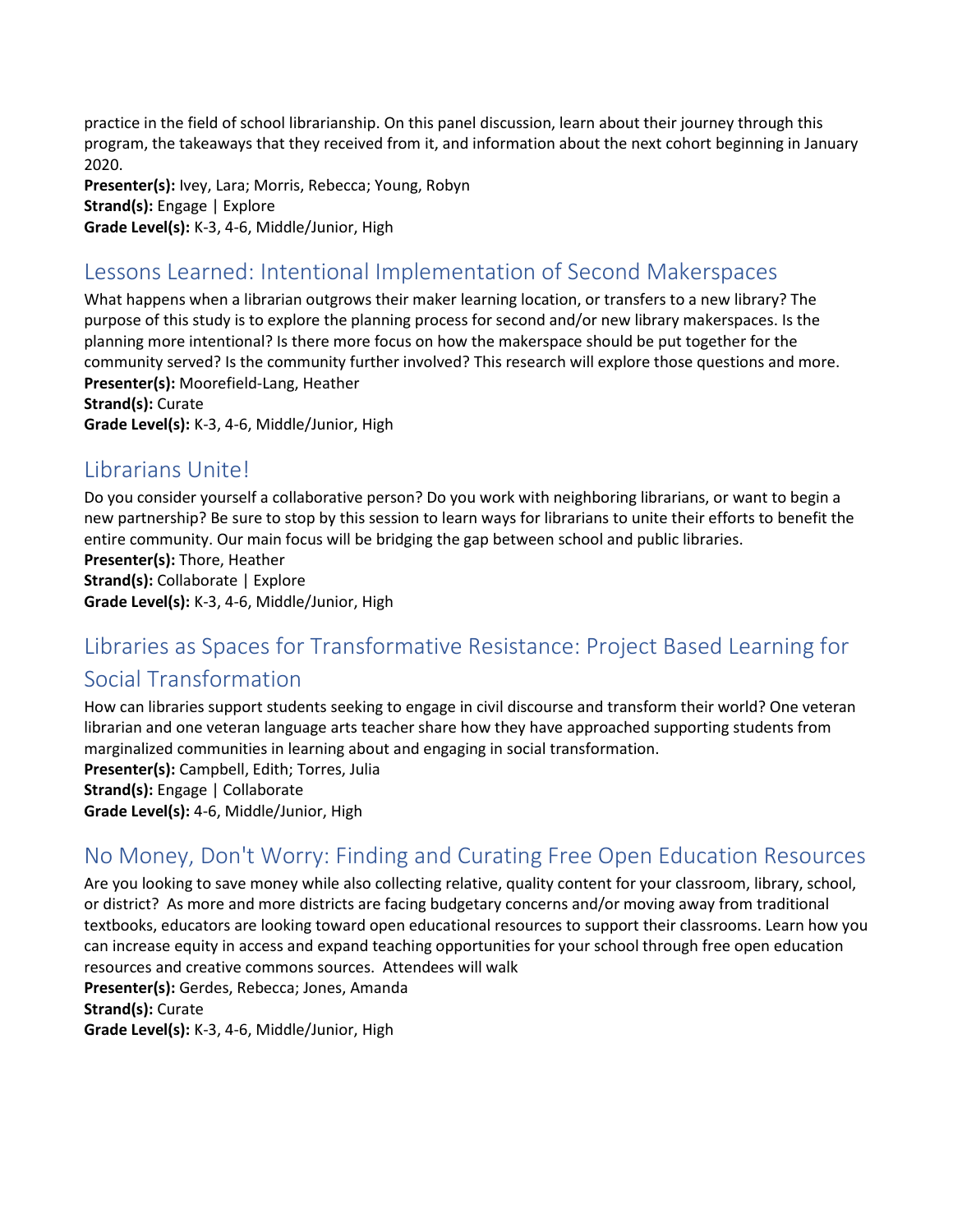practice in the field of school librarianship. On this panel discussion, learn about their journey through this program, the takeaways that they received from it, and information about the next cohort beginning in January 2020.
**Presenter(s):** Ivey, Lara; Morris, Rebecca; Young, Robyn
**Strand(s):** Engage | Explore
**Grade Level(s):** K-3, 4-6, Middle/Junior, High

## Lessons Learned: Intentional Implementation of Second Makerspaces

What happens when a librarian outgrows their maker learning location, or transfers to a new library? The purpose of this study is to explore the planning process for second and/or new library makerspaces. Is the planning more intentional? Is there more focus on how the makerspace should be put together for the community served? Is the community further involved? This research will explore those questions and more.
**Presenter(s):** Moorefield-Lang, Heather
**Strand(s):** Curate
**Grade Level(s):** K-3, 4-6, Middle/Junior, High

## Librarians Unite!

Do you consider yourself a collaborative person? Do you work with neighboring librarians, or want to begin a new partnership? Be sure to stop by this session to learn ways for librarians to unite their efforts to benefit the entire community. Our main focus will be bridging the gap between school and public libraries.
**Presenter(s):** Thore, Heather
**Strand(s):** Collaborate | Explore
**Grade Level(s):** K-3, 4-6, Middle/Junior, High

## Libraries as Spaces for Transformative Resistance: Project Based Learning for Social Transformation

How can libraries support students seeking to engage in civil discourse and transform their world? One veteran librarian and one veteran language arts teacher share how they have approached supporting students from marginalized communities in learning about and engaging in social transformation.
**Presenter(s):** Campbell, Edith; Torres, Julia
**Strand(s):** Engage | Collaborate
**Grade Level(s):** 4-6, Middle/Junior, High

## No Money, Don't Worry: Finding and Curating Free Open Education Resources

Are you looking to save money while also collecting relative, quality content for your classroom, library, school, or district? As more and more districts are facing budgetary concerns and/or moving away from traditional textbooks, educators are looking toward open educational resources to support their classrooms. Learn how you can increase equity in access and expand teaching opportunities for your school through free open education resources and creative commons sources. Attendees will walk
**Presenter(s):** Gerdes, Rebecca; Jones, Amanda
**Strand(s):** Curate
**Grade Level(s):** K-3, 4-6, Middle/Junior, High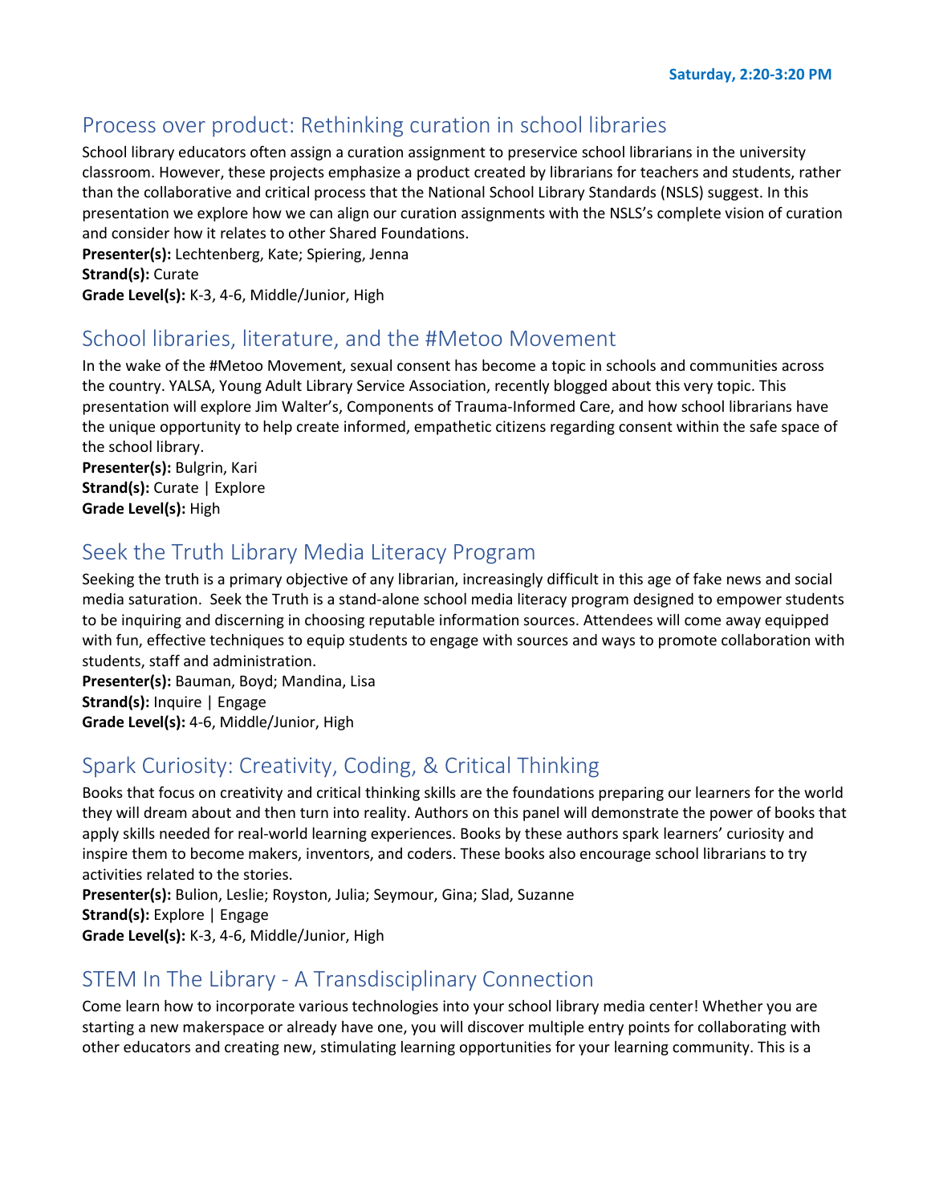**Saturday, 2:20-3:20 PM**

## Process over product: Rethinking curation in school libraries

School library educators often assign a curation assignment to preservice school librarians in the university classroom. However, these projects emphasize a product created by librarians for teachers and students, rather than the collaborative and critical process that the National School Library Standards (NSLS) suggest. In this presentation we explore how we can align our curation assignments with the NSLS's complete vision of curation and consider how it relates to other Shared Foundations.

**Presenter(s):** Lechtenberg, Kate; Spiering, Jenna
**Strand(s):** Curate
**Grade Level(s):** K-3, 4-6, Middle/Junior, High

## School libraries, literature, and the #Metoo Movement

In the wake of the #Metoo Movement, sexual consent has become a topic in schools and communities across the country. YALSA, Young Adult Library Service Association, recently blogged about this very topic. This presentation will explore Jim Walter's, Components of Trauma-Informed Care, and how school librarians have the unique opportunity to help create informed, empathetic citizens regarding consent within the safe space of the school library.

**Presenter(s):** Bulgrin, Kari
**Strand(s):** Curate | Explore
**Grade Level(s):** High

## Seek the Truth Library Media Literacy Program

Seeking the truth is a primary objective of any librarian, increasingly difficult in this age of fake news and social media saturation. Seek the Truth is a stand-alone school media literacy program designed to empower students to be inquiring and discerning in choosing reputable information sources. Attendees will come away equipped with fun, effective techniques to equip students to engage with sources and ways to promote collaboration with students, staff and administration.

**Presenter(s):** Bauman, Boyd; Mandina, Lisa
**Strand(s):** Inquire | Engage
**Grade Level(s):** 4-6, Middle/Junior, High

## Spark Curiosity: Creativity, Coding, & Critical Thinking

Books that focus on creativity and critical thinking skills are the foundations preparing our learners for the world they will dream about and then turn into reality. Authors on this panel will demonstrate the power of books that apply skills needed for real-world learning experiences. Books by these authors spark learners' curiosity and inspire them to become makers, inventors, and coders. These books also encourage school librarians to try activities related to the stories.

**Presenter(s):** Bulion, Leslie; Royston, Julia; Seymour, Gina; Slad, Suzanne
**Strand(s):** Explore | Engage
**Grade Level(s):** K-3, 4-6, Middle/Junior, High

## STEM In The Library - A Transdisciplinary Connection

Come learn how to incorporate various technologies into your school library media center! Whether you are starting a new makerspace or already have one, you will discover multiple entry points for collaborating with other educators and creating new, stimulating learning opportunities for your learning community. This is a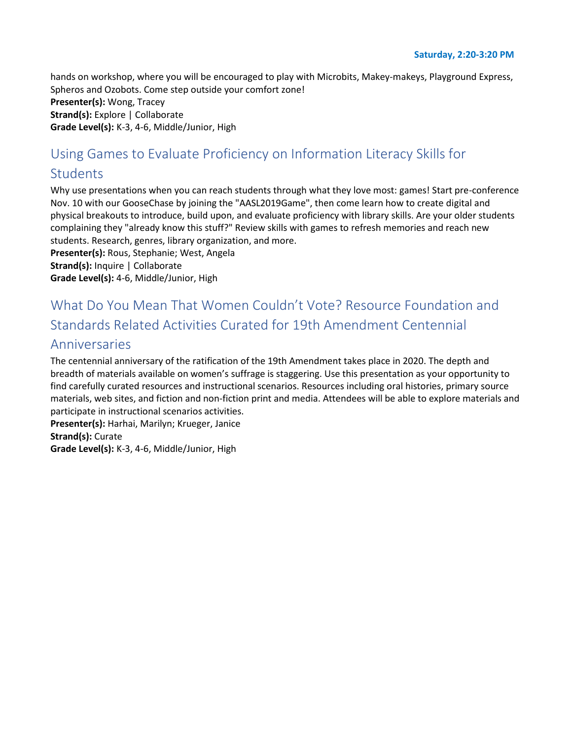hands on workshop, where you will be encouraged to play with Microbits, Makey-makeys, Playground Express, Spheros and Ozobots. Come step outside your comfort zone!
**Presenter(s):** Wong, Tracey
**Strand(s):** Explore | Collaborate
**Grade Level(s):** K-3, 4-6, Middle/Junior, High

## Using Games to Evaluate Proficiency on Information Literacy Skills for Students

Why use presentations when you can reach students through what they love most: games! Start pre-conference Nov. 10 with our GooseChase by joining the "AASL2019Game", then come learn how to create digital and physical breakouts to introduce, build upon, and evaluate proficiency with library skills. Are your older students complaining they "already know this stuff?" Review skills with games to refresh memories and reach new students. Research, genres, library organization, and more.
**Presenter(s):** Rous, Stephanie; West, Angela
**Strand(s):** Inquire | Collaborate
**Grade Level(s):** 4-6, Middle/Junior, High

## What Do You Mean That Women Couldn't Vote? Resource Foundation and Standards Related Activities Curated for 19th Amendment Centennial Anniversaries

The centennial anniversary of the ratification of the 19th Amendment takes place in 2020. The depth and breadth of materials available on women's suffrage is staggering. Use this presentation as your opportunity to find carefully curated resources and instructional scenarios. Resources including oral histories, primary source materials, web sites, and fiction and non-fiction print and media. Attendees will be able to explore materials and participate in instructional scenarios activities.
**Presenter(s):** Harhai, Marilyn; Krueger, Janice
**Strand(s):** Curate
**Grade Level(s):** K-3, 4-6, Middle/Junior, High